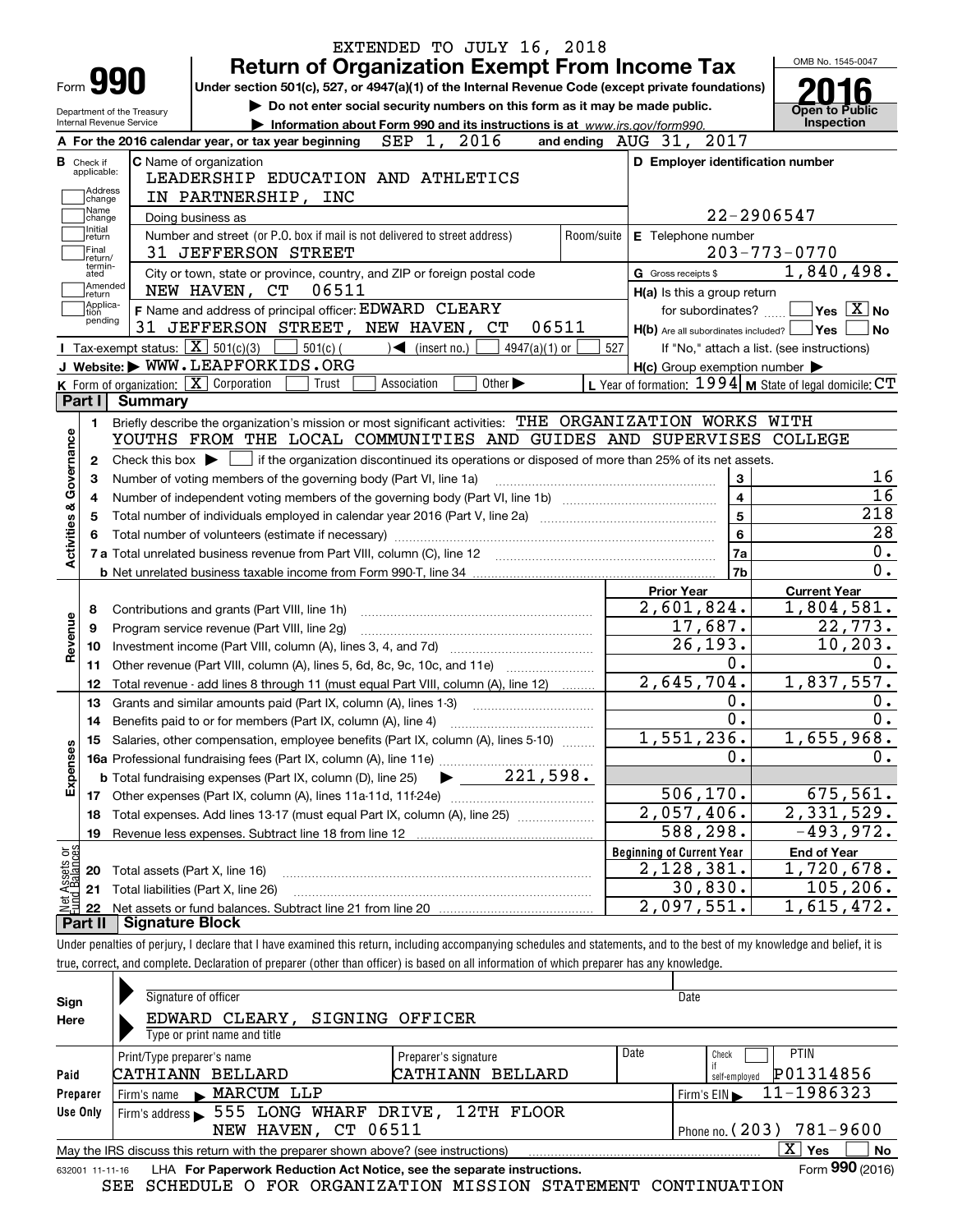EXTENDED TO JULY 16, 2018

Form **990**

# Return of Organization Exempt From Income Tax

Under section 501(c), 527, or 4947(a)(1) of the Internal Revenue Code (except private foundations)

▶ Do not enter social security numbers on this form as it may be made public.

▶ Information about Form 990 and its instructions is at www.irs.gov/form990.

Department of the Treasury
Internal Revenue Service

OMB No. 1545-0047

**2016**

**Open to Public Inspection**

**A** For the 2016 calendar year, or tax year beginning SEP 1, 2016 and ending AUG 31, 2017

**B** Check if applicable: Address change, Name change, Initial return, Final return/terminated, Amended return, Application pending

**C** Name of organization: LEADERSHIP EDUCATION AND ATHLETICS IN PARTNERSHIP, INC

Doing business as

Number and street (or P.O. box if mail is not delivered to street address): 31 JEFFERSON STREET | Room/suite

City or town, state or province, country, and ZIP or foreign postal code: NEW HAVEN, CT 06511

**F** Name and address of principal officer: EDWARD CLEARY, 31 JEFFERSON STREET, NEW HAVEN, CT 06511

**D** Employer identification number: 22-2906547

**E** Telephone number: 203-773-0770

**G** Gross receipts $ 1,840,498.

**H(a)** Is this a group return for subordinates? ☐ Yes ☒ No

**H(b)** Are all subordinates included? ☐ Yes ☐ No
If "No," attach a list. (see instructions)

**H(c)** Group exemption number ▶

**I** Tax-exempt status: ☒ 501(c)(3) ☐ 501(c)( ) ◀ (insert no.) ☐ 4947(a)(1) or ☐ 527

**J** Website: ▶ WWW.LEAPFORKIDS.ORG

**K** Form of organization: ☒ Corporation ☐ Trust ☐ Association ☐ Other ▶

**L** Year of formation: 1994 **M** State of legal domicile: CT

## Part I Summary

**Activities & Governance**

1. Briefly describe the organization's mission or most significant activities: THE ORGANIZATION WORKS WITH YOUTHS FROM THE LOCAL COMMUNITIES AND GUIDES AND SUPERVISES COLLEGE
2. Check this box ▶ ☐ if the organization discontinued its operations or disposed of more than 25% of its net assets.

| | | | |
|---|---|---|---|
| 3 | Number of voting members of the governing body (Part VI, line 1a) | 3 | 16 |
| 4 | Number of independent voting members of the governing body (Part VI, line 1b) | 4 | 16 |
| 5 | Total number of individuals employed in calendar year 2016 (Part V, line 2a) | 5 | 218 |
| 6 | Total number of volunteers (estimate if necessary) | 6 | 28 |
| 7a | Total unrelated business revenue from Part VIII, column (C), line 12 | 7a | 0. |
| b | Net unrelated business taxable income from Form 990-T, line 34 | 7b | 0. |

| | | Prior Year | Current Year |
|---|---|---|---|
| **Revenue** | | | |
| 8 | Contributions and grants (Part VIII, line 1h) | 2,601,824. | 1,804,581. |
| 9 | Program service revenue (Part VIII, line 2g) | 17,687. | 22,773. |
| 10 | Investment income (Part VIII, column (A), lines 3, 4, and 7d) | 26,193. | 10,203. |
| 11 | Other revenue (Part VIII, column (A), lines 5, 6d, 8c, 9c, 10c, and 11e) | 0. | 0. |
| 12 | Total revenue - add lines 8 through 11 (must equal Part VIII, column (A), line 12) | 2,645,704. | 1,837,557. |
| **Expenses** | | | |
| 13 | Grants and similar amounts paid (Part IX, column (A), lines 1-3) | 0. | 0. |
| 14 | Benefits paid to or for members (Part IX, column (A), line 4) | 0. | 0. |
| 15 | Salaries, other compensation, employee benefits (Part IX, column (A), lines 5-10) | 1,551,236. | 1,655,968. |
| 16a | Professional fundraising fees (Part IX, column (A), line 11e) | 0. | 0. |
| b | Total fundraising expenses (Part IX, column (D), line 25) ▶ 221,598. | | |
| 17 | Other expenses (Part IX, column (A), lines 11a-11d, 11f-24e) | 506,170. | 675,561. |
| 18 | Total expenses. Add lines 13-17 (must equal Part IX, column (A), line 25) | 2,057,406. | 2,331,529. |
| 19 | Revenue less expenses. Subtract line 18 from line 12 | 588,298. | -493,972. |
| **Net Assets or Fund Balances** | | **Beginning of Current Year** | **End of Year** |
| 20 | Total assets (Part X, line 16) | 2,128,381. | 1,720,678. |
| 21 | Total liabilities (Part X, line 26) | 30,830. | 105,206. |
| 22 | Net assets or fund balances. Subtract line 21 from line 20 | 2,097,551. | 1,615,472. |

## Part II Signature Block

Under penalties of perjury, I declare that I have examined this return, including accompanying schedules and statements, and to the best of my knowledge and belief, it is true, correct, and complete. Declaration of preparer (other than officer) is based on all information of which preparer has any knowledge.

**Sign Here**

Signature of officer | Date

EDWARD CLEARY, SIGNING OFFICER
Type or print name and title

**Paid Preparer Use Only**

| Print/Type preparer's name | Preparer's signature | Date | Check ☐ if self-employed | PTIN |
|---|---|---|---|---|
| CATHIANN BELLARD | CATHIANN BELLARD | | | P01314856 |

Firm's name ▶ MARCUM LLP | Firm's EIN ▶ 11-1986323

Firm's address ▶ 555 LONG WHARF DRIVE, 12TH FLOOR, NEW HAVEN, CT 06511 | Phone no. (203) 781-9600

May the IRS discuss this return with the preparer shown above? (see instructions) ☒ Yes ☐ No

632001 11-11-16 LHA For Paperwork Reduction Act Notice, see the separate instructions. Form **990** (2016)

SEE SCHEDULE O FOR ORGANIZATION MISSION STATEMENT CONTINUATION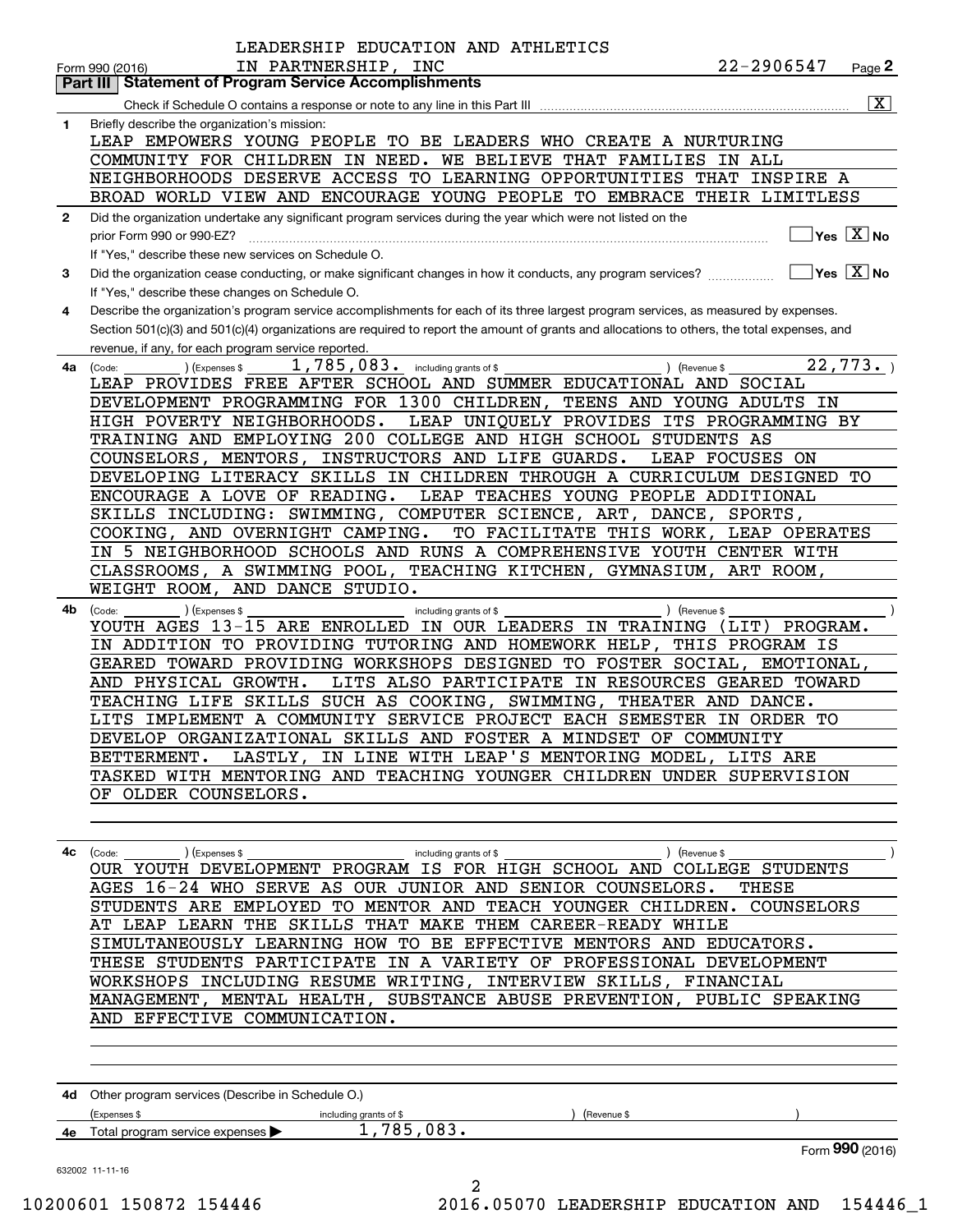LEADERSHIP EDUCATION AND ATHLETICS
Form 990 (2016) IN PARTNERSHIP, INC 22-2906547 Page 2

## Part III Statement of Program Service Accomplishments

Check if Schedule O contains a response or note to any line in this Part III [X]

**1** Briefly describe the organization's mission:

LEAP EMPOWERS YOUNG PEOPLE TO BE LEADERS WHO CREATE A NURTURING COMMUNITY FOR CHILDREN IN NEED. WE BELIEVE THAT FAMILIES IN ALL NEIGHBORHOODS DESERVE ACCESS TO LEARNING OPPORTUNITIES THAT INSPIRE A BROAD WORLD VIEW AND ENCOURAGE YOUNG PEOPLE TO EMBRACE THEIR LIMITLESS

**2** Did the organization undertake any significant program services during the year which were not listed on the prior Form 990 or 990-EZ? [ ] Yes [X] No

If "Yes," describe these new services on Schedule O.

**3** Did the organization cease conducting, or make significant changes in how it conducts, any program services? [ ] Yes [X] No

If "Yes," describe these changes on Schedule O.

**4** Describe the organization's program service accomplishments for each of its three largest program services, as measured by expenses. Section 501(c)(3) and 501(c)(4) organizations are required to report the amount of grants and allocations to others, the total expenses, and revenue, if any, for each program service reported.

**4a** (Code: ) (Expenses $ 1,785,083. including grants of $ ) (Revenue $ 22,773. )

LEAP PROVIDES FREE AFTER SCHOOL AND SUMMER EDUCATIONAL AND SOCIAL DEVELOPMENT PROGRAMMING FOR 1300 CHILDREN, TEENS AND YOUNG ADULTS IN HIGH POVERTY NEIGHBORHOODS. LEAP UNIQUELY PROVIDES ITS PROGRAMMING BY TRAINING AND EMPLOYING 200 COLLEGE AND HIGH SCHOOL STUDENTS AS COUNSELORS, MENTORS, INSTRUCTORS AND LIFE GUARDS. LEAP FOCUSES ON DEVELOPING LITERACY SKILLS IN CHILDREN THROUGH A CURRICULUM DESIGNED TO ENCOURAGE A LOVE OF READING. LEAP TEACHES YOUNG PEOPLE ADDITIONAL SKILLS INCLUDING: SWIMMING, COMPUTER SCIENCE, ART, DANCE, SPORTS, COOKING, AND OVERNIGHT CAMPING. TO FACILITATE THIS WORK, LEAP OPERATES IN 5 NEIGHBORHOOD SCHOOLS AND RUNS A COMPREHENSIVE YOUTH CENTER WITH CLASSROOMS, A SWIMMING POOL, TEACHING KITCHEN, GYMNASIUM, ART ROOM, WEIGHT ROOM, AND DANCE STUDIO.

**4b** (Code: ) (Expenses $ including grants of $ ) (Revenue $ )

YOUTH AGES 13-15 ARE ENROLLED IN OUR LEADERS IN TRAINING (LIT) PROGRAM. IN ADDITION TO PROVIDING TUTORING AND HOMEWORK HELP, THIS PROGRAM IS GEARED TOWARD PROVIDING WORKSHOPS DESIGNED TO FOSTER SOCIAL, EMOTIONAL, AND PHYSICAL GROWTH. LITS ALSO PARTICIPATE IN RESOURCES GEARED TOWARD TEACHING LIFE SKILLS SUCH AS COOKING, SWIMMING, THEATER AND DANCE. LITS IMPLEMENT A COMMUNITY SERVICE PROJECT EACH SEMESTER IN ORDER TO DEVELOP ORGANIZATIONAL SKILLS AND FOSTER A MINDSET OF COMMUNITY BETTERMENT. LASTLY, IN LINE WITH LEAP'S MENTORING MODEL, LITS ARE TASKED WITH MENTORING AND TEACHING YOUNGER CHILDREN UNDER SUPERVISION OF OLDER COUNSELORS.

**4c** (Code: ) (Expenses $ including grants of $ ) (Revenue $ )

OUR YOUTH DEVELOPMENT PROGRAM IS FOR HIGH SCHOOL AND COLLEGE STUDENTS AGES 16-24 WHO SERVE AS OUR JUNIOR AND SENIOR COUNSELORS. THESE STUDENTS ARE EMPLOYED TO MENTOR AND TEACH YOUNGER CHILDREN. COUNSELORS AT LEAP LEARN THE SKILLS THAT MAKE THEM CAREER-READY WHILE SIMULTANEOUSLY LEARNING HOW TO BE EFFECTIVE MENTORS AND EDUCATORS. THESE STUDENTS PARTICIPATE IN A VARIETY OF PROFESSIONAL DEVELOPMENT WORKSHOPS INCLUDING RESUME WRITING, INTERVIEW SKILLS, FINANCIAL MANAGEMENT, MENTAL HEALTH, SUBSTANCE ABUSE PREVENTION, PUBLIC SPEAKING AND EFFECTIVE COMMUNICATION.

**4d** Other program services (Describe in Schedule O.)

(Expenses $ including grants of $ ) (Revenue $ )

**4e** Total program service expenses ▶ 1,785,083.

Form **990** (2016)

632002 11-11-16

10200601 150872 154446 2016.05070 LEADERSHIP EDUCATION AND 154446_1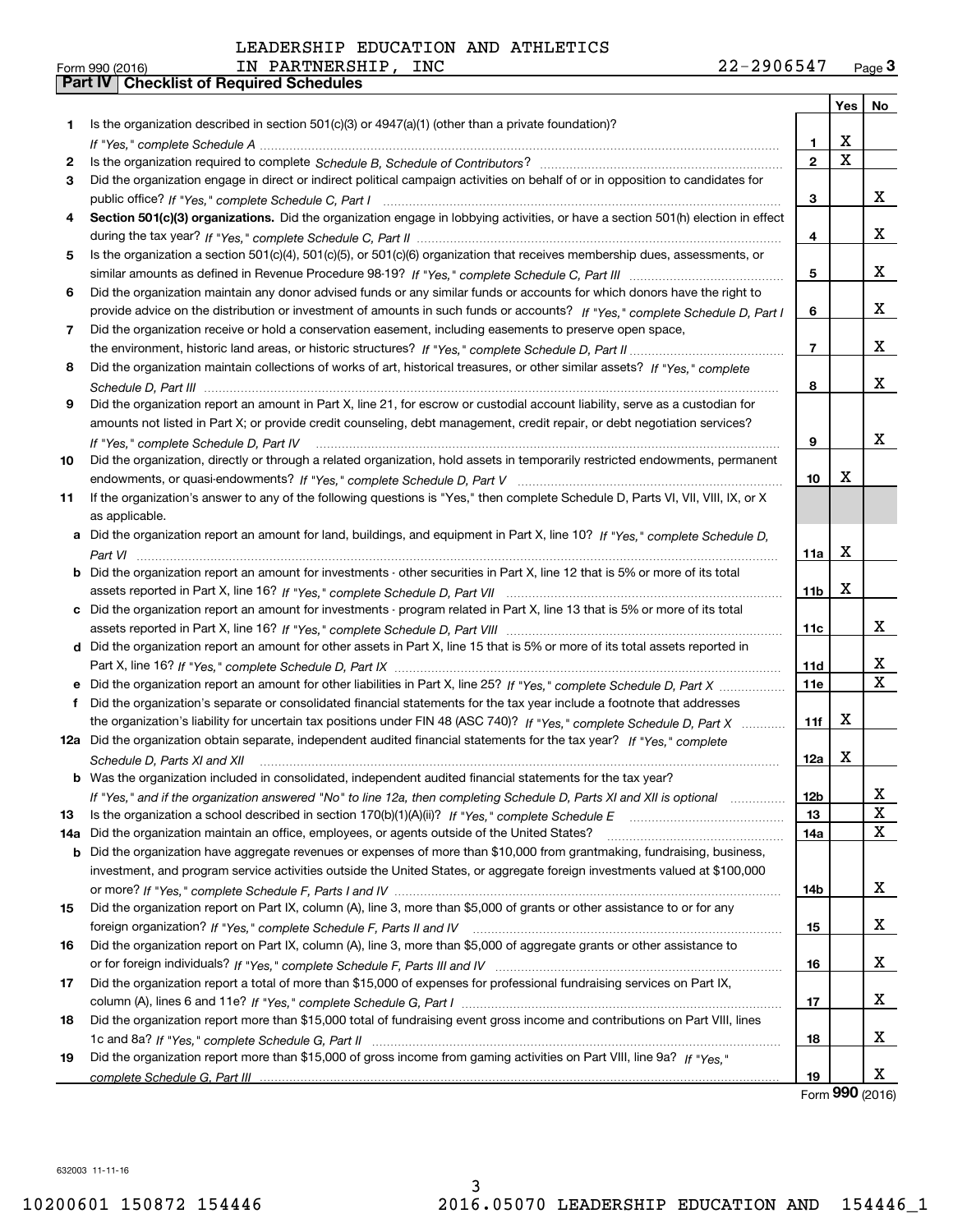LEADERSHIP EDUCATION AND ATHLETICS IN PARTNERSHIP, INC    22-2906547

Form 990 (2016)

## Part IV | Checklist of Required Schedules

| | | | Yes | No |
|---|---|---|---|---|
| 1 | Is the organization described in section 501(c)(3) or 4947(a)(1) (other than a private foundation)? *If "Yes," complete Schedule A* | 1 | X | |
| 2 | Is the organization required to complete *Schedule B, Schedule of Contributors*? | 2 | X | |
| 3 | Did the organization engage in direct or indirect political campaign activities on behalf of or in opposition to candidates for public office? *If "Yes," complete Schedule C, Part I* | 3 | | X |
| 4 | **Section 501(c)(3) organizations.** Did the organization engage in lobbying activities, or have a section 501(h) election in effect during the tax year? *If "Yes," complete Schedule C, Part II* | 4 | | X |
| 5 | Is the organization a section 501(c)(4), 501(c)(5), or 501(c)(6) organization that receives membership dues, assessments, or similar amounts as defined in Revenue Procedure 98-19? *If "Yes," complete Schedule C, Part III* | 5 | | X |
| 6 | Did the organization maintain any donor advised funds or any similar funds or accounts for which donors have the right to provide advice on the distribution or investment of amounts in such funds or accounts? *If "Yes," complete Schedule D, Part I* | 6 | | X |
| 7 | Did the organization receive or hold a conservation easement, including easements to preserve open space, the environment, historic land areas, or historic structures? *If "Yes," complete Schedule D, Part II* | 7 | | X |
| 8 | Did the organization maintain collections of works of art, historical treasures, or other similar assets? *If "Yes," complete Schedule D, Part III* | 8 | | X |
| 9 | Did the organization report an amount in Part X, line 21, for escrow or custodial account liability, serve as a custodian for amounts not listed in Part X; or provide credit counseling, debt management, credit repair, or debt negotiation services? *If "Yes," complete Schedule D, Part IV* | 9 | | X |
| 10 | Did the organization, directly or through a related organization, hold assets in temporarily restricted endowments, permanent endowments, or quasi-endowments? *If "Yes," complete Schedule D, Part V* | 10 | X | |
| 11 | If the organization's answer to any of the following questions is "Yes," then complete Schedule D, Parts VI, VII, VIII, IX, or X as applicable. | | | |
| a | Did the organization report an amount for land, buildings, and equipment in Part X, line 10? *If "Yes," complete Schedule D, Part VI* | 11a | X | |
| b | Did the organization report an amount for investments - other securities in Part X, line 12 that is 5% or more of its total assets reported in Part X, line 16? *If "Yes," complete Schedule D, Part VII* | 11b | X | |
| c | Did the organization report an amount for investments - program related in Part X, line 13 that is 5% or more of its total assets reported in Part X, line 16? *If "Yes," complete Schedule D, Part VIII* | 11c | | X |
| d | Did the organization report an amount for other assets in Part X, line 15 that is 5% or more of its total assets reported in Part X, line 16? *If "Yes," complete Schedule D, Part IX* | 11d | | X |
| e | Did the organization report an amount for other liabilities in Part X, line 25? *If "Yes," complete Schedule D, Part X* | 11e | | X |
| f | Did the organization's separate or consolidated financial statements for the tax year include a footnote that addresses the organization's liability for uncertain tax positions under FIN 48 (ASC 740)? *If "Yes," complete Schedule D, Part X* | 11f | X | |
| 12a | Did the organization obtain separate, independent audited financial statements for the tax year? *If "Yes," complete Schedule D, Parts XI and XII* | 12a | X | |
| b | Was the organization included in consolidated, independent audited financial statements for the tax year? *If "Yes," and if the organization answered "No" to line 12a, then completing Schedule D, Parts XI and XII is optional* | 12b | | X |
| 13 | Is the organization a school described in section 170(b)(1)(A)(ii)? *If "Yes," complete Schedule E* | 13 | | X |
| 14a | Did the organization maintain an office, employees, or agents outside of the United States? | 14a | | X |
| b | Did the organization have aggregate revenues or expenses of more than $10,000 from grantmaking, fundraising, business, investment, and program service activities outside the United States, or aggregate foreign investments valued at $100,000 or more? *If "Yes," complete Schedule F, Parts I and IV* | 14b | | X |
| 15 | Did the organization report on Part IX, column (A), line 3, more than $5,000 of grants or other assistance to or for any foreign organization? *If "Yes," complete Schedule F, Parts II and IV* | 15 | | X |
| 16 | Did the organization report on Part IX, column (A), line 3, more than $5,000 of aggregate grants or other assistance to or for foreign individuals? *If "Yes," complete Schedule F, Parts III and IV* | 16 | | X |
| 17 | Did the organization report a total of more than $15,000 of expenses for professional fundraising services on Part IX, column (A), lines 6 and 11e? *If "Yes," complete Schedule G, Part I* | 17 | | X |
| 18 | Did the organization report more than $15,000 total of fundraising event gross income and contributions on Part VIII, lines 1c and 8a? *If "Yes," complete Schedule G, Part II* | 18 | | X |
| 19 | Did the organization report more than $15,000 of gross income from gaming activities on Part VIII, line 9a? *If "Yes," complete Schedule G, Part III* | 19 | | X |

Form **990** (2016)

632003 11-11-16

10200601 150872 154446    2016.05070 LEADERSHIP EDUCATION AND    154446_1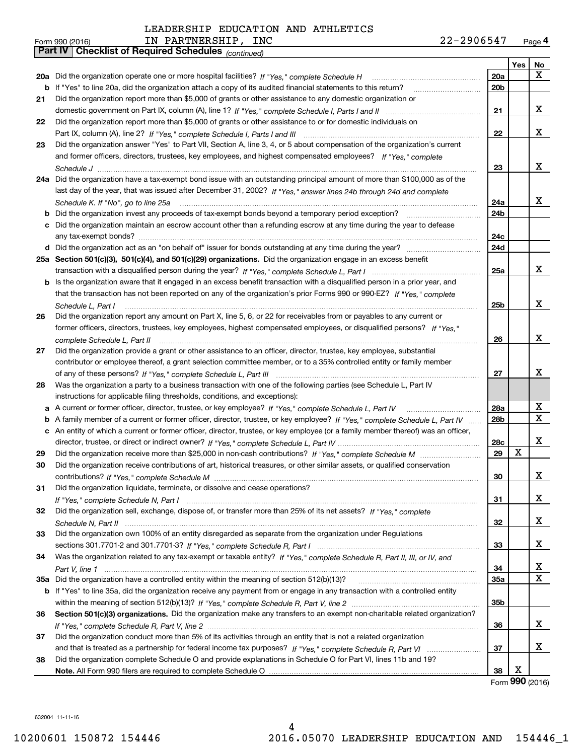LEADERSHIP EDUCATION AND ATHLETICS IN PARTNERSHIP, INC 22-2906547

Form 990 (2016) Page 4

## Part IV Checklist of Required Schedules *(continued)*

| | | | Yes | No |
|---|---|---|---|---|
| 20a | Did the organization operate one or more hospital facilities? *If "Yes," complete Schedule H* | 20a | | X |
| b | If "Yes" to line 20a, did the organization attach a copy of its audited financial statements to this return? | 20b | | |
| 21 | Did the organization report more than $5,000 of grants or other assistance to any domestic organization or domestic government on Part IX, column (A), line 1? *If "Yes," complete Schedule I, Parts I and II* | 21 | | X |
| 22 | Did the organization report more than $5,000 of grants or other assistance to or for domestic individuals on Part IX, column (A), line 2? *If "Yes," complete Schedule I, Parts I and III* | 22 | | X |
| 23 | Did the organization answer "Yes" to Part VII, Section A, line 3, 4, or 5 about compensation of the organization's current and former officers, directors, trustees, key employees, and highest compensated employees? *If "Yes," complete Schedule J* | 23 | | X |
| 24a | Did the organization have a tax-exempt bond issue with an outstanding principal amount of more than $100,000 as of the last day of the year, that was issued after December 31, 2002? *If "Yes," answer lines 24b through 24d and complete Schedule K. If "No", go to line 25a* | 24a | | X |
| b | Did the organization invest any proceeds of tax-exempt bonds beyond a temporary period exception? | 24b | | |
| c | Did the organization maintain an escrow account other than a refunding escrow at any time during the year to defease any tax-exempt bonds? | 24c | | |
| d | Did the organization act as an "on behalf of" issuer for bonds outstanding at any time during the year? | 24d | | |
| 25a | **Section 501(c)(3), 501(c)(4), and 501(c)(29) organizations.** Did the organization engage in an excess benefit transaction with a disqualified person during the year? *If "Yes," complete Schedule L, Part I* | 25a | | X |
| b | Is the organization aware that it engaged in an excess benefit transaction with a disqualified person in a prior year, and that the transaction has not been reported on any of the organization's prior Forms 990 or 990-EZ? *If "Yes," complete Schedule L, Part I* | 25b | | X |
| 26 | Did the organization report any amount on Part X, line 5, 6, or 22 for receivables from or payables to any current or former officers, directors, trustees, key employees, highest compensated employees, or disqualified persons? *If "Yes," complete Schedule L, Part II* | 26 | | X |
| 27 | Did the organization provide a grant or other assistance to an officer, director, trustee, key employee, substantial contributor or employee thereof, a grant selection committee member, or to a 35% controlled entity or family member of any of these persons? *If "Yes," complete Schedule L, Part III* | 27 | | X |
| 28 | Was the organization a party to a business transaction with one of the following parties (see Schedule L, Part IV instructions for applicable filing thresholds, conditions, and exceptions): | | | |
| a | A current or former officer, director, trustee, or key employee? *If "Yes," complete Schedule L, Part IV* | 28a | | X |
| b | A family member of a current or former officer, director, trustee, or key employee? *If "Yes," complete Schedule L, Part IV* | 28b | | X |
| c | An entity of which a current or former officer, director, trustee, or key employee (or a family member thereof) was an officer, director, trustee, or direct or indirect owner? *If "Yes," complete Schedule L, Part IV* | 28c | | X |
| 29 | Did the organization receive more than $25,000 in non-cash contributions? *If "Yes," complete Schedule M* | 29 | X | |
| 30 | Did the organization receive contributions of art, historical treasures, or other similar assets, or qualified conservation contributions? *If "Yes," complete Schedule M* | 30 | | X |
| 31 | Did the organization liquidate, terminate, or dissolve and cease operations? *If "Yes," complete Schedule N, Part I* | 31 | | X |
| 32 | Did the organization sell, exchange, dispose of, or transfer more than 25% of its net assets? *If "Yes," complete Schedule N, Part II* | 32 | | X |
| 33 | Did the organization own 100% of an entity disregarded as separate from the organization under Regulations sections 301.7701-2 and 301.7701-3? *If "Yes," complete Schedule R, Part I* | 33 | | X |
| 34 | Was the organization related to any tax-exempt or taxable entity? *If "Yes," complete Schedule R, Part II, III, or IV, and Part V, line 1* | 34 | | X |
| 35a | Did the organization have a controlled entity within the meaning of section 512(b)(13)? | 35a | | X |
| b | If "Yes" to line 35a, did the organization receive any payment from or engage in any transaction with a controlled entity within the meaning of section 512(b)(13)? *If "Yes," complete Schedule R, Part V, line 2* | 35b | | |
| 36 | **Section 501(c)(3) organizations.** Did the organization make any transfers to an exempt non-charitable related organization? *If "Yes," complete Schedule R, Part V, line 2* | 36 | | X |
| 37 | Did the organization conduct more than 5% of its activities through an entity that is not a related organization and that is treated as a partnership for federal income tax purposes? *If "Yes," complete Schedule R, Part VI* | 37 | | X |
| 38 | Did the organization complete Schedule O and provide explanations in Schedule O for Part VI, lines 11b and 19? **Note.** All Form 990 filers are required to complete Schedule O | 38 | X | |

Form **990** (2016)

632004 11-11-16

10200601 150872 154446 2016.05070 LEADERSHIP EDUCATION AND 154446_1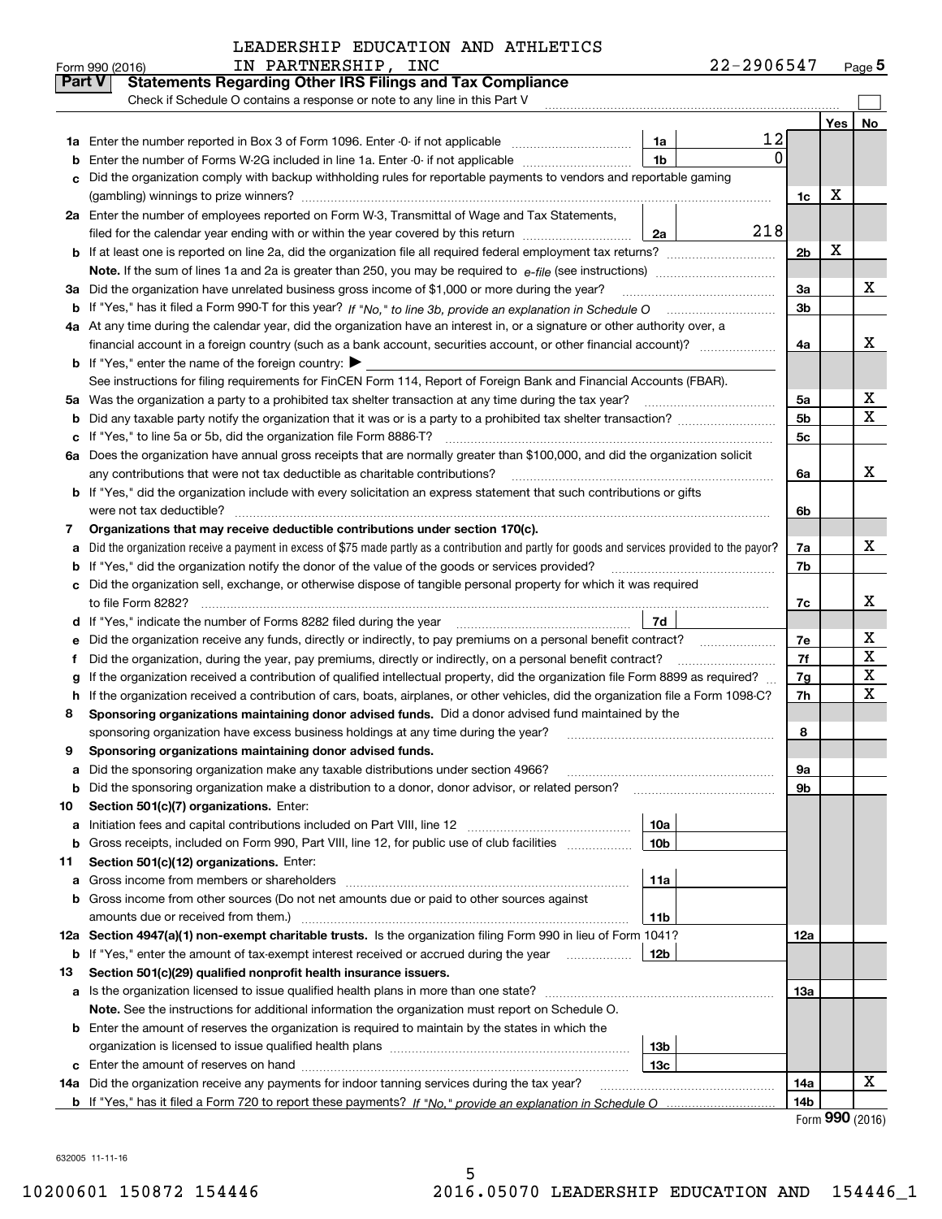LEADERSHIP EDUCATION AND ATHLETICS IN PARTNERSHIP, INC 22-2906547

Form 990 (2016) Page 5

## Part V Statements Regarding Other IRS Filings and Tax Compliance

Check if Schedule O contains a response or note to any line in this Part V ☐

| | | | | | Yes | No |
|---|---|---|---|---|---|---|
| 1a | Enter the number reported in Box 3 of Form 1096. Enter -0- if not applicable | 1a | 12 | | | |
| b | Enter the number of Forms W-2G included in line 1a. Enter -0- if not applicable | 1b | 0 | | | |
| c | Did the organization comply with backup withholding rules for reportable payments to vendors and reportable gaming (gambling) winnings to prize winners? | | | 1c | X | |
| 2a | Enter the number of employees reported on Form W-3, Transmittal of Wage and Tax Statements, filed for the calendar year ending with or within the year covered by this return | 2a | 218 | | | |
| b | If at least one is reported on line 2a, did the organization file all required federal employment tax returns? | | | 2b | X | |
| | **Note.** If the sum of lines 1a and 2a is greater than 250, you may be required to *e-file* (see instructions) | | | | | |
| 3a | Did the organization have unrelated business gross income of $1,000 or more during the year? | | | 3a | | X |
| b | If "Yes," has it filed a Form 990-T for this year? *If "No," to line 3b, provide an explanation in Schedule O* | | | 3b | | |
| 4a | At any time during the calendar year, did the organization have an interest in, or a signature or other authority over, a financial account in a foreign country (such as a bank account, securities account, or other financial account)? | | | 4a | | X |
| b | If "Yes," enter the name of the foreign country: ▶ | | | | | |
| | See instructions for filing requirements for FinCEN Form 114, Report of Foreign Bank and Financial Accounts (FBAR). | | | | | |
| 5a | Was the organization a party to a prohibited tax shelter transaction at any time during the tax year? | | | 5a | | X |
| b | Did any taxable party notify the organization that it was or is a party to a prohibited tax shelter transaction? | | | 5b | | X |
| c | If "Yes," to line 5a or 5b, did the organization file Form 8886-T? | | | 5c | | |
| 6a | Does the organization have annual gross receipts that are normally greater than $100,000, and did the organization solicit any contributions that were not tax deductible as charitable contributions? | | | 6a | | X |
| b | If "Yes," did the organization include with every solicitation an express statement that such contributions or gifts were not tax deductible? | | | 6b | | |
| 7 | **Organizations that may receive deductible contributions under section 170(c).** | | | | | |
| a | Did the organization receive a payment in excess of $75 made partly as a contribution and partly for goods and services provided to the payor? | | | 7a | | X |
| b | If "Yes," did the organization notify the donor of the value of the goods or services provided? | | | 7b | | |
| c | Did the organization sell, exchange, or otherwise dispose of tangible personal property for which it was required to file Form 8282? | | | 7c | | X |
| d | If "Yes," indicate the number of Forms 8282 filed during the year | 7d | | | | |
| e | Did the organization receive any funds, directly or indirectly, to pay premiums on a personal benefit contract? | | | 7e | | X |
| f | Did the organization, during the year, pay premiums, directly or indirectly, on a personal benefit contract? | | | 7f | | X |
| g | If the organization received a contribution of qualified intellectual property, did the organization file Form 8899 as required? | | | 7g | | X |
| h | If the organization received a contribution of cars, boats, airplanes, or other vehicles, did the organization file a Form 1098-C? | | | 7h | | X |
| 8 | **Sponsoring organizations maintaining donor advised funds.** Did a donor advised fund maintained by the sponsoring organization have excess business holdings at any time during the year? | | | 8 | | |
| 9 | **Sponsoring organizations maintaining donor advised funds.** | | | | | |
| a | Did the sponsoring organization make any taxable distributions under section 4966? | | | 9a | | |
| b | Did the sponsoring organization make a distribution to a donor, donor advisor, or related person? | | | 9b | | |
| 10 | **Section 501(c)(7) organizations.** Enter: | | | | | |
| a | Initiation fees and capital contributions included on Part VIII, line 12 | 10a | | | | |
| b | Gross receipts, included on Form 990, Part VIII, line 12, for public use of club facilities | 10b | | | | |
| 11 | **Section 501(c)(12) organizations.** Enter: | | | | | |
| a | Gross income from members or shareholders | 11a | | | | |
| b | Gross income from other sources (Do not net amounts due or paid to other sources against amounts due or received from them.) | 11b | | | | |
| 12a | **Section 4947(a)(1) non-exempt charitable trusts.** Is the organization filing Form 990 in lieu of Form 1041? | | | 12a | | |
| b | If "Yes," enter the amount of tax-exempt interest received or accrued during the year | 12b | | | | |
| 13 | **Section 501(c)(29) qualified nonprofit health insurance issuers.** | | | | | |
| a | Is the organization licensed to issue qualified health plans in more than one state? | | | 13a | | |
| | **Note.** See the instructions for additional information the organization must report on Schedule O. | | | | | |
| b | Enter the amount of reserves the organization is required to maintain by the states in which the organization is licensed to issue qualified health plans | 13b | | | | |
| c | Enter the amount of reserves on hand | 13c | | | | |
| 14a | Did the organization receive any payments for indoor tanning services during the tax year? | | | 14a | | X |
| b | If "Yes," has it filed a Form 720 to report these payments? *If "No," provide an explanation in Schedule O* | | | 14b | | |

Form **990** (2016)

632005 11-11-16

10200601 150872 154446 2016.05070 LEADERSHIP EDUCATION AND 154446_1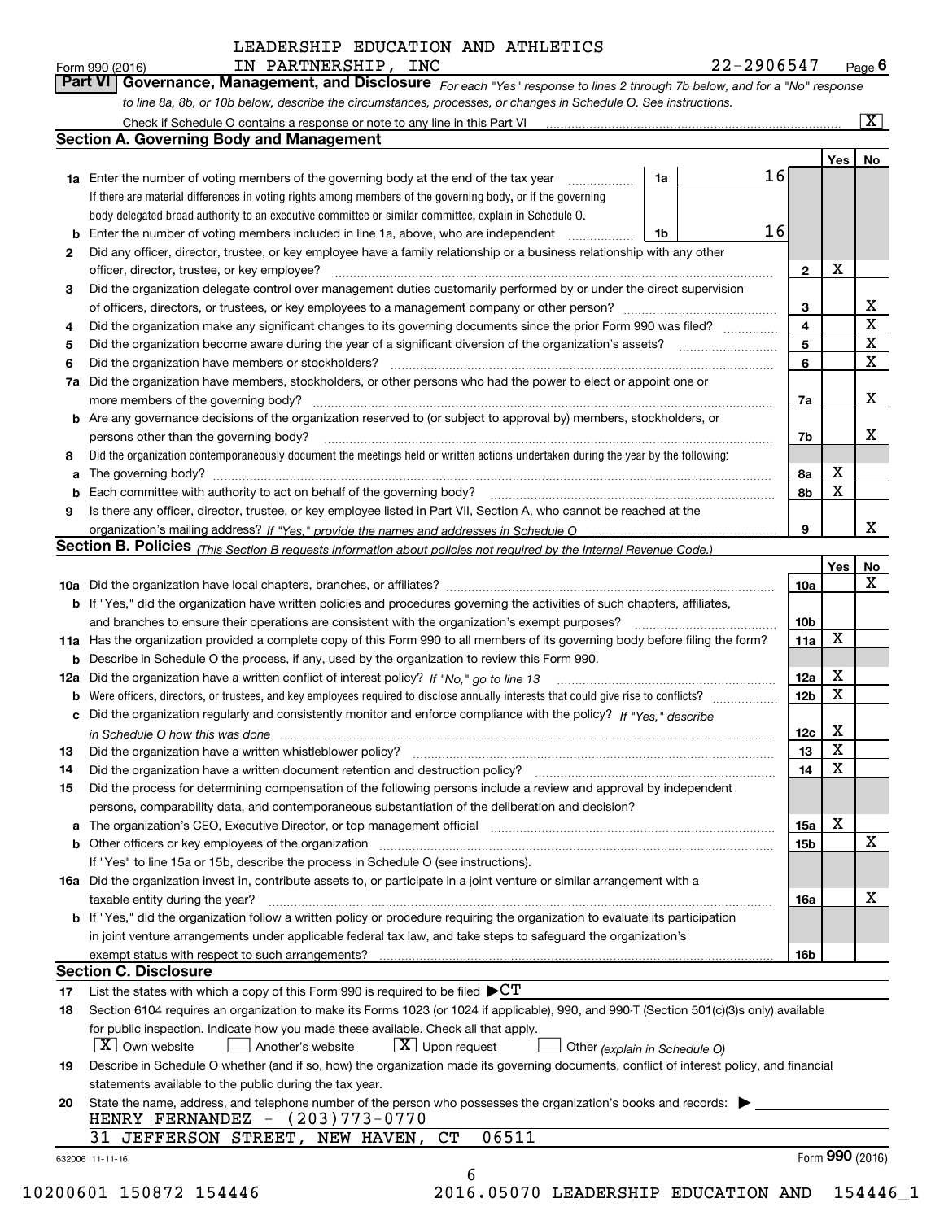LEADERSHIP EDUCATION AND ATHLETICS IN PARTNERSHIP, INC — 22-2906547

## Part VI Governance, Management, and Disclosure

*For each "Yes" response to lines 2 through 7b below, and for a "No" response to line 8a, 8b, or 10b below, describe the circumstances, processes, or changes in Schedule O. See instructions.*

Check if Schedule O contains a response or note to any line in this Part VI [X]

### Section A. Governing Body and Management

| | | | | Yes | No |
|---|---|---|---|---|---|
| **1a** | Enter the number of voting members of the governing body at the end of the tax year. If there are material differences in voting rights among members of the governing body, or if the governing body delegated broad authority to an executive committee or similar committee, explain in Schedule O. | 1a: 16 | | | |
| **b** | Enter the number of voting members included in line 1a, above, who are independent | 1b: 16 | | | |
| **2** | Did any officer, director, trustee, or key employee have a family relationship or a business relationship with any other officer, director, trustee, or key employee? | | 2 | X | |
| **3** | Did the organization delegate control over management duties customarily performed by or under the direct supervision of officers, directors, or trustees, or key employees to a management company or other person? | | 3 | | X |
| **4** | Did the organization make any significant changes to its governing documents since the prior Form 990 was filed? | | 4 | | X |
| **5** | Did the organization become aware during the year of a significant diversion of the organization's assets? | | 5 | | X |
| **6** | Did the organization have members or stockholders? | | 6 | | X |
| **7a** | Did the organization have members, stockholders, or other persons who had the power to elect or appoint one or more members of the governing body? | | 7a | | X |
| **b** | Are any governance decisions of the organization reserved to (or subject to approval by) members, stockholders, or persons other than the governing body? | | 7b | | X |
| **8** | Did the organization contemporaneously document the meetings held or written actions undertaken during the year by the following: | | | | |
| **a** | The governing body? | | 8a | X | |
| **b** | Each committee with authority to act on behalf of the governing body? | | 8b | X | |
| **9** | Is there any officer, director, trustee, or key employee listed in Part VII, Section A, who cannot be reached at the organization's mailing address? *If "Yes," provide the names and addresses in Schedule O* | | 9 | | X |

### Section B. Policies *(This Section B requests information about policies not required by the Internal Revenue Code.)*

| | | | Yes | No |
|---|---|---|---|---|
| **10a** | Did the organization have local chapters, branches, or affiliates? | 10a | | X |
| **b** | If "Yes," did the organization have written policies and procedures governing the activities of such chapters, affiliates, and branches to ensure their operations are consistent with the organization's exempt purposes? | 10b | | |
| **11a** | Has the organization provided a complete copy of this Form 990 to all members of its governing body before filing the form? | 11a | X | |
| **b** | Describe in Schedule O the process, if any, used by the organization to review this Form 990. | | | |
| **12a** | Did the organization have a written conflict of interest policy? *If "No," go to line 13* | 12a | X | |
| **b** | Were officers, directors, or trustees, and key employees required to disclose annually interests that could give rise to conflicts? | 12b | X | |
| **c** | Did the organization regularly and consistently monitor and enforce compliance with the policy? *If "Yes," describe in Schedule O how this was done* | 12c | X | |
| **13** | Did the organization have a written whistleblower policy? | 13 | X | |
| **14** | Did the organization have a written document retention and destruction policy? | 14 | X | |
| **15** | Did the process for determining compensation of the following persons include a review and approval by independent persons, comparability data, and contemporaneous substantiation of the deliberation and decision? | | | |
| **a** | The organization's CEO, Executive Director, or top management official | 15a | X | |
| **b** | Other officers or key employees of the organization | 15b | | X |
| | If "Yes" to line 15a or 15b, describe the process in Schedule O (see instructions). | | | |
| **16a** | Did the organization invest in, contribute assets to, or participate in a joint venture or similar arrangement with a taxable entity during the year? | 16a | | X |
| **b** | If "Yes," did the organization follow a written policy or procedure requiring the organization to evaluate its participation in joint venture arrangements under applicable federal tax law, and take steps to safeguard the organization's exempt status with respect to such arrangements? | 16b | | |

### Section C. Disclosure

**17** List the states with which a copy of this Form 990 is required to be filed ▶ CT

**18** Section 6104 requires an organization to make its Forms 1023 (or 1024 if applicable), 990, and 990-T (Section 501(c)(3)s only) available for public inspection. Indicate how you made these available. Check all that apply.

[X] Own website [ ] Another's website [X] Upon request [ ] Other *(explain in Schedule O)*

**19** Describe in Schedule O whether (and if so, how) the organization made its governing documents, conflict of interest policy, and financial statements available to the public during the tax year.

**20** State the name, address, and telephone number of the person who possesses the organization's books and records: ▶

HENRY FERNANDEZ - (203)773-0770
31 JEFFERSON STREET, NEW HAVEN, CT 06511

632006 11-11-16 Form **990** (2016)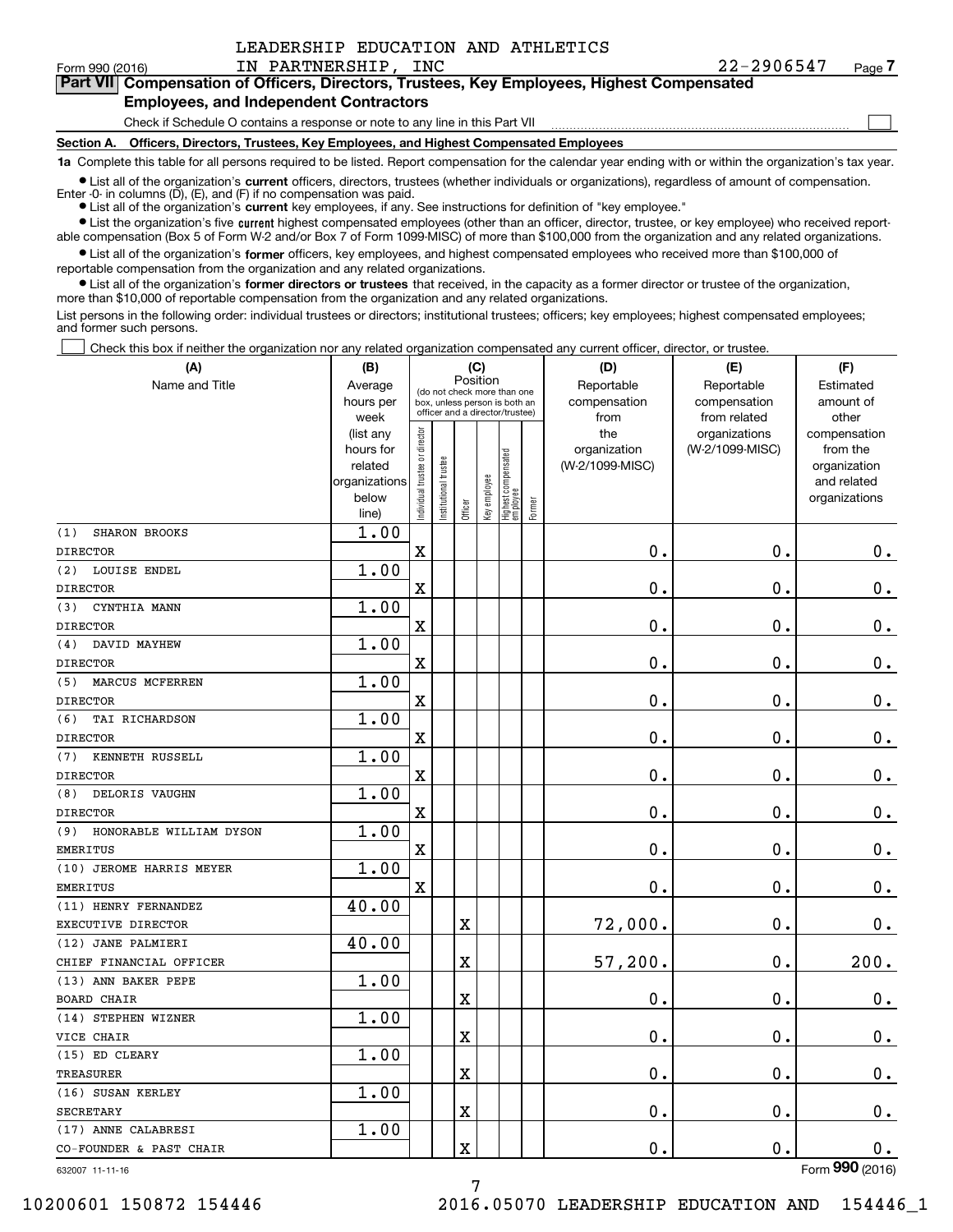LEADERSHIP EDUCATION AND ATHLETICS IN PARTNERSHIP, INC 22-2906547

Form 990 (2016) Page 7

## Part VII Compensation of Officers, Directors, Trustees, Key Employees, Highest Compensated Employees, and Independent Contractors

Check if Schedule O contains a response or note to any line in this Part VII ☐

### Section A. Officers, Directors, Trustees, Key Employees, and Highest Compensated Employees

**1a** Complete this table for all persons required to be listed. Report compensation for the calendar year ending with or within the organization's tax year.

- List all of the organization's **current** officers, directors, trustees (whether individuals or organizations), regardless of amount of compensation. Enter -0- in columns (D), (E), and (F) if no compensation was paid.
- List all of the organization's **current** key employees, if any. See instructions for definition of "key employee."
- List the organization's five **current** highest compensated employees (other than an officer, director, trustee, or key employee) who received reportable compensation (Box 5 of Form W-2 and/or Box 7 of Form 1099-MISC) of more than $100,000 from the organization and any related organizations.
- List all of the organization's **former** officers, key employees, and highest compensated employees who received more than $100,000 of reportable compensation from the organization and any related organizations.
- List all of the organization's **former directors or trustees** that received, in the capacity as a former director or trustee of the organization, more than $10,000 of reportable compensation from the organization and any related organizations.

List persons in the following order: individual trustees or directors; institutional trustees; officers; key employees; highest compensated employees; and former such persons.

☐ Check this box if neither the organization nor any related organization compensated any current officer, director, or trustee.

| (A) Name and Title | (B) Average hours per week (list any hours for related organizations below line) | (C) Position: Individual trustee or director | Institutional trustee | Officer | Key employee | Highest compensated employee | Former | (D) Reportable compensation from the organization (W-2/1099-MISC) | (E) Reportable compensation from related organizations (W-2/1099-MISC) | (F) Estimated amount of other compensation from the organization and related organizations |
|---|---|---|---|---|---|---|---|---|---|---|
| (1) SHARON BROOKS<br>DIRECTOR | 1.00 | X | | | | | | 0. | 0. | 0. |
| (2) LOUISE ENDEL<br>DIRECTOR | 1.00 | X | | | | | | 0. | 0. | 0. |
| (3) CYNTHIA MANN<br>DIRECTOR | 1.00 | X | | | | | | 0. | 0. | 0. |
| (4) DAVID MAYHEW<br>DIRECTOR | 1.00 | X | | | | | | 0. | 0. | 0. |
| (5) MARCUS MCFERREN<br>DIRECTOR | 1.00 | X | | | | | | 0. | 0. | 0. |
| (6) TAI RICHARDSON<br>DIRECTOR | 1.00 | X | | | | | | 0. | 0. | 0. |
| (7) KENNETH RUSSELL<br>DIRECTOR | 1.00 | X | | | | | | 0. | 0. | 0. |
| (8) DELORIS VAUGHN<br>DIRECTOR | 1.00 | X | | | | | | 0. | 0. | 0. |
| (9) HONORABLE WILLIAM DYSON<br>EMERITUS | 1.00 | X | | | | | | 0. | 0. | 0. |
| (10) JEROME HARRIS MEYER<br>EMERITUS | 1.00 | X | | | | | | 0. | 0. | 0. |
| (11) HENRY FERNANDEZ<br>EXECUTIVE DIRECTOR | 40.00 | | | X | | | | 72,000. | 0. | 0. |
| (12) JANE PALMIERI<br>CHIEF FINANCIAL OFFICER | 40.00 | | | X | | | | 57,200. | 0. | 200. |
| (13) ANN BAKER PEPE<br>BOARD CHAIR | 1.00 | | | X | | | | 0. | 0. | 0. |
| (14) STEPHEN WIZNER<br>VICE CHAIR | 1.00 | | | X | | | | 0. | 0. | 0. |
| (15) ED CLEARY<br>TREASURER | 1.00 | | | X | | | | 0. | 0. | 0. |
| (16) SUSAN KERLEY<br>SECRETARY | 1.00 | | | X | | | | 0. | 0. | 0. |
| (17) ANNE CALABRESI<br>CO-FOUNDER & PAST CHAIR | 1.00 | | | X | | | | 0. | 0. | 0. |

632007 11-11-16 Form 990 (2016)

10200601 150872 154446 2016.05070 LEADERSHIP EDUCATION AND 154446_1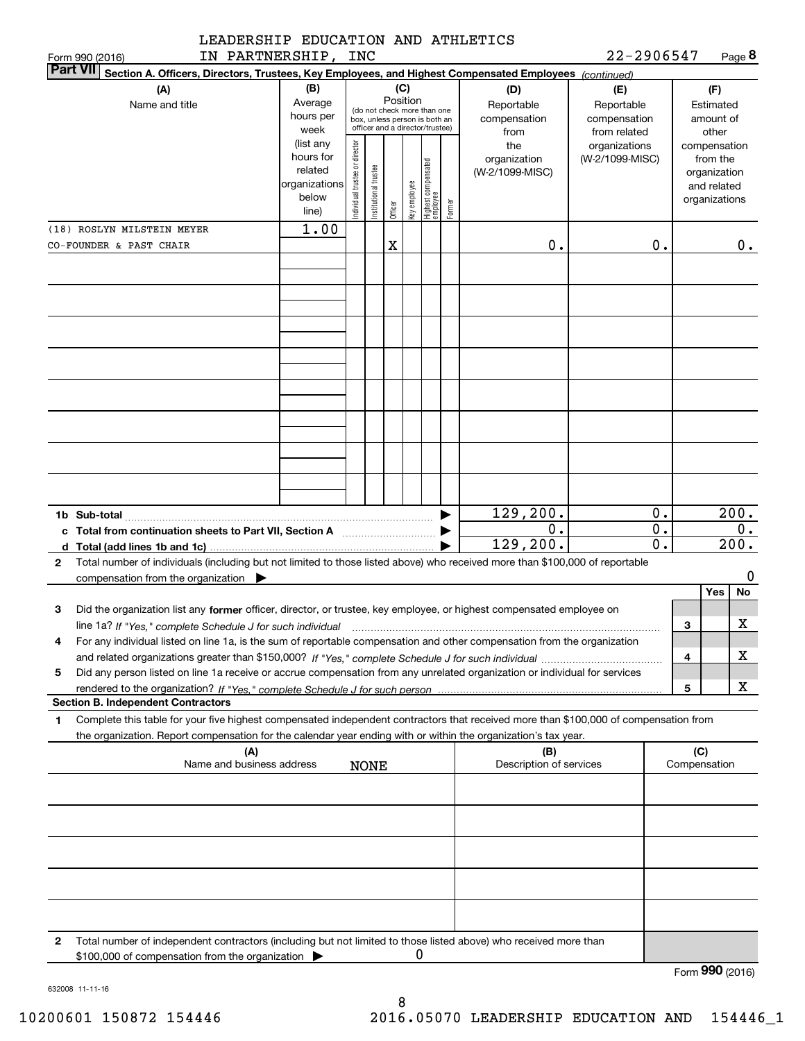LEADERSHIP EDUCATION AND ATHLETICS IN PARTNERSHIP, INC — 22-2906547

Form 990 (2016)

**Part VII — Section A. Officers, Directors, Trustees, Key Employees, and Highest Compensated Employees** *(continued)*

| (A) Name and title | (B) Average hours per week (list any hours for related organizations below line) | (C) Position: Individual trustee or director | Institutional trustee | Officer | Key employee | Highest compensated employee | Former | (D) Reportable compensation from the organization (W-2/1099-MISC) | (E) Reportable compensation from related organizations (W-2/1099-MISC) | (F) Estimated amount of other compensation from the organization and related organizations |
|---|---|---|---|---|---|---|---|---|---|---|
| (18) ROSLYN MILSTEIN MEYER<br>CO-FOUNDER & PAST CHAIR | 1.00 | | | X | | | | 0. | 0. | 0. |

| | (D) | (E) | (F) |
|---|---|---|---|
| 1b Sub-total | 129,200. | 0. | 200. |
| c Total from continuation sheets to Part VII, Section A | 0. | 0. | 0. |
| d Total (add lines 1b and 1c) | 129,200. | 0. | 200. |

2 Total number of individuals (including but not limited to those listed above) who received more than $100,000 of reportable compensation from the organization ▶ 0

| | | Yes | No |
|---|---|---|---|
| 3 Did the organization list any **former** officer, director, or trustee, key employee, or highest compensated employee on line 1a? *If "Yes," complete Schedule J for such individual* | 3 | | X |
| 4 For any individual listed on line 1a, is the sum of reportable compensation and other compensation from the organization and related organizations greater than $150,000? *If "Yes," complete Schedule J for such individual* | 4 | | X |
| 5 Did any person listed on line 1a receive or accrue compensation from any unrelated organization or individual for services rendered to the organization? *If "Yes," complete Schedule J for such person* | 5 | | X |

**Section B. Independent Contractors**

1 Complete this table for your five highest compensated independent contractors that received more than $100,000 of compensation from the organization. Report compensation for the calendar year ending with or within the organization's tax year.

| (A) Name and business address | (B) Description of services | (C) Compensation |
|---|---|---|
| NONE | | |

2 Total number of independent contractors (including but not limited to those listed above) who received more than $100,000 of compensation from the organization ▶ 0

Form **990** (2016)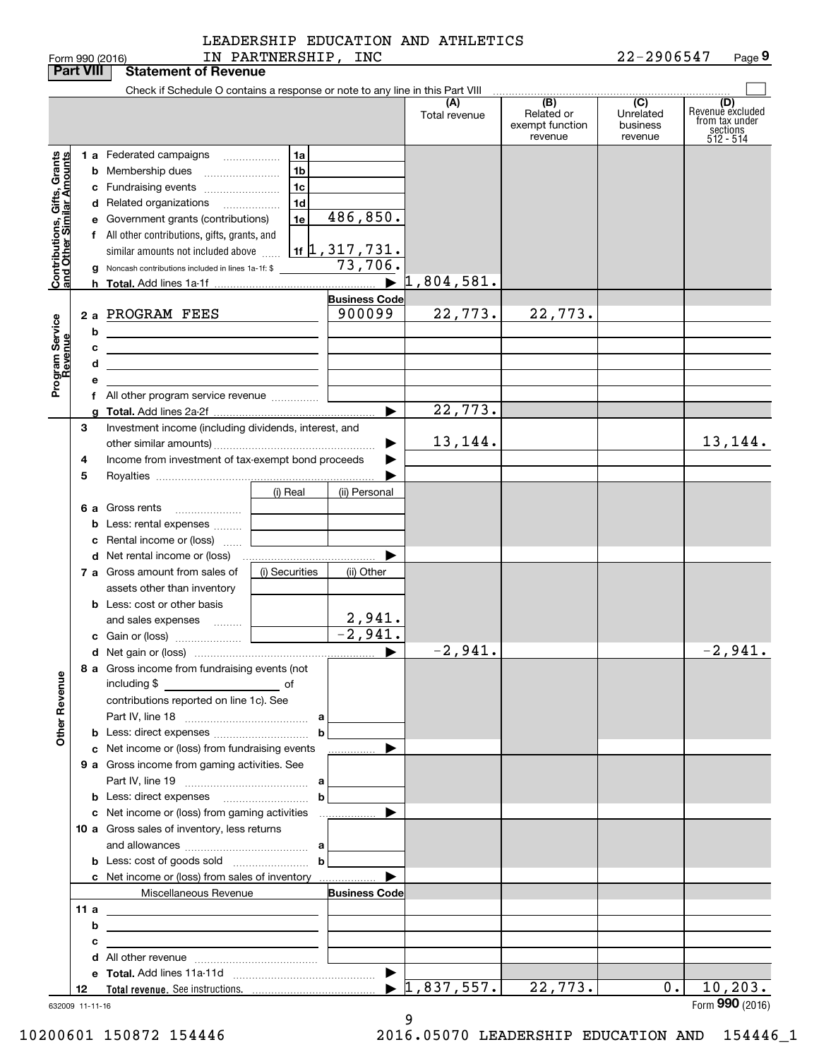LEADERSHIP EDUCATION AND ATHLETICS IN PARTNERSHIP, INC

Form 990 (2016) 22-2906547 Page 9

**Part VIII Statement of Revenue**

Check if Schedule O contains a response or note to any line in this Part VIII

| | | | | (A) Total revenue | (B) Related or exempt function revenue | (C) Unrelated business revenue | (D) Revenue excluded from tax under sections 512 - 514 |
|---|---|---|---|---|---|---|---|
| Contributions, Gifts, Grants and Other Similar Amounts | 1a Federated campaigns | 1a | | | | | |
| | b Membership dues | 1b | | | | | |
| | c Fundraising events | 1c | | | | | |
| | d Related organizations | 1d | | | | | |
| | e Government grants (contributions) | 1e | 486,850. | | | | |
| | f All other contributions, gifts, grants, and similar amounts not included above | 1f | 1,317,731. | | | | |
| | g Noncash contributions included in lines 1a-1f: $ | | 73,706. | | | | |
| | h Total. Add lines 1a-1f | | ▶ | 1,804,581. | | | |
| Program Service Revenue | | | Business Code | | | | |
| | 2a PROGRAM FEES | | 900099 | 22,773. | 22,773. | | |
| | b | | | | | | |
| | c | | | | | | |
| | d | | | | | | |
| | e | | | | | | |
| | f All other program service revenue | | | | | | |
| | g Total. Add lines 2a-2f | | ▶ | 22,773. | | | |
| Other Revenue | 3 Investment income (including dividends, interest, and other similar amounts) | | ▶ | 13,144. | | | 13,144. |
| | 4 Income from investment of tax-exempt bond proceeds | | ▶ | | | | |
| | 5 Royalties | | ▶ | | | | |
| | | (i) Real | (ii) Personal | | | | |
| | 6a Gross rents | | | | | | |
| | b Less: rental expenses | | | | | | |
| | c Rental income or (loss) | | | | | | |
| | d Net rental income or (loss) | | ▶ | | | | |
| | | (i) Securities | (ii) Other | | | | |
| | 7a Gross amount from sales of assets other than inventory | | | | | | |
| | b Less: cost or other basis and sales expenses | | 2,941. | | | | |
| | c Gain or (loss) | | -2,941. | | | | |
| | d Net gain or (loss) | | ▶ | -2,941. | | | -2,941. |
| | 8a Gross income from fundraising events (not including $ of contributions reported on line 1c). See Part IV, line 18 | a | | | | | |
| | b Less: direct expenses | b | | | | | |
| | c Net income or (loss) from fundraising events | | ▶ | | | | |
| | 9a Gross income from gaming activities. See Part IV, line 19 | a | | | | | |
| | b Less: direct expenses | b | | | | | |
| | c Net income or (loss) from gaming activities | | ▶ | | | | |
| | 10a Gross sales of inventory, less returns and allowances | a | | | | | |
| | b Less: cost of goods sold | b | | | | | |
| | c Net income or (loss) from sales of inventory | | ▶ | | | | |
| | Miscellaneous Revenue | | Business Code | | | | |
| | 11a | | | | | | |
| | b | | | | | | |
| | c | | | | | | |
| | d All other revenue | | | | | | |
| | e Total. Add lines 11a-11d | | ▶ | | | | |
| | 12 Total revenue. See instructions. | | ▶ | 1,837,557. | 22,773. | 0. | 10,203. |

632009 11-11-16

Form 990 (2016)

10200601 150872 154446 2016.05070 LEADERSHIP EDUCATION AND 154446_1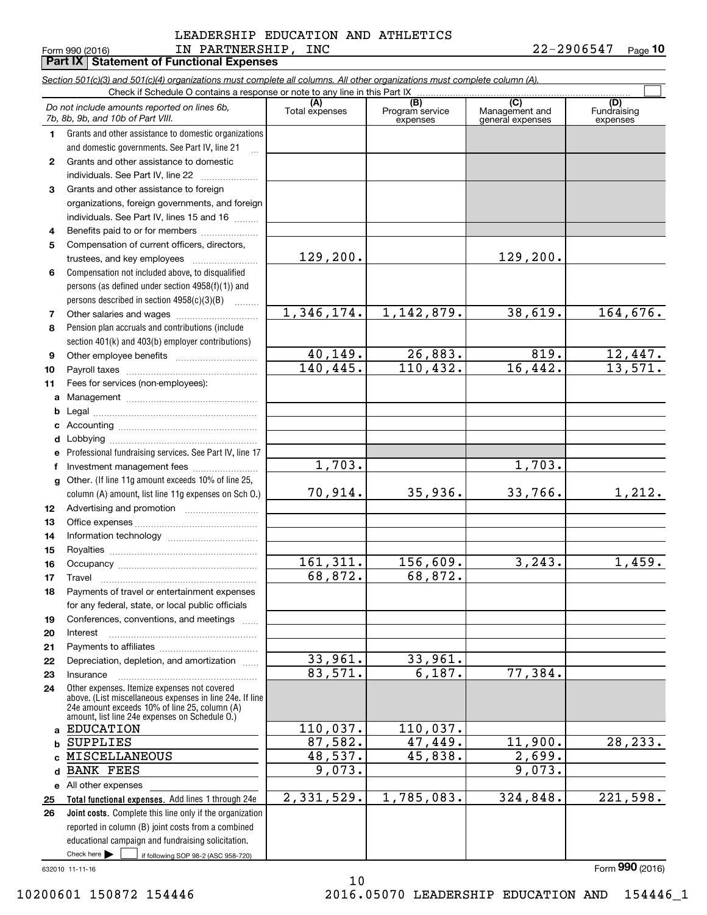LEADERSHIP EDUCATION AND ATHLETICS IN PARTNERSHIP, INC

Form 990 (2016) 22-2906547

## Part IX Statement of Functional Expenses

*Section 501(c)(3) and 501(c)(4) organizations must complete all columns. All other organizations must complete column (A).*

Check if Schedule O contains a response or note to any line in this Part IX

| | *Do not include amounts reported on lines 6b, 7b, 8b, 9b, and 10b of Part VIII.* | (A) Total expenses | (B) Program service expenses | (C) Management and general expenses | (D) Fundraising expenses |
|---|---|---|---|---|---|
| 1 | Grants and other assistance to domestic organizations and domestic governments. See Part IV, line 21 | | | | |
| 2 | Grants and other assistance to domestic individuals. See Part IV, line 22 | | | | |
| 3 | Grants and other assistance to foreign organizations, foreign governments, and foreign individuals. See Part IV, lines 15 and 16 | | | | |
| 4 | Benefits paid to or for members | | | | |
| 5 | Compensation of current officers, directors, trustees, and key employees | 129,200. | | 129,200. | |
| 6 | Compensation not included above, to disqualified persons (as defined under section 4958(f)(1)) and persons described in section 4958(c)(3)(B) | | | | |
| 7 | Other salaries and wages | 1,346,174. | 1,142,879. | 38,619. | 164,676. |
| 8 | Pension plan accruals and contributions (include section 401(k) and 403(b) employer contributions) | | | | |
| 9 | Other employee benefits | 40,149. | 26,883. | 819. | 12,447. |
| 10 | Payroll taxes | 140,445. | 110,432. | 16,442. | 13,571. |
| 11 | Fees for services (non-employees): | | | | |
| a | Management | | | | |
| b | Legal | | | | |
| c | Accounting | | | | |
| d | Lobbying | | | | |
| e | Professional fundraising services. See Part IV, line 17 | | | | |
| f | Investment management fees | 1,703. | | 1,703. | |
| g | Other. (If line 11g amount exceeds 10% of line 25, column (A) amount, list line 11g expenses on Sch O.) | 70,914. | 35,936. | 33,766. | 1,212. |
| 12 | Advertising and promotion | | | | |
| 13 | Office expenses | | | | |
| 14 | Information technology | | | | |
| 15 | Royalties | | | | |
| 16 | Occupancy | 161,311. | 156,609. | 3,243. | 1,459. |
| 17 | Travel | 68,872. | 68,872. | | |
| 18 | Payments of travel or entertainment expenses for any federal, state, or local public officials | | | | |
| 19 | Conferences, conventions, and meetings | | | | |
| 20 | Interest | | | | |
| 21 | Payments to affiliates | | | | |
| 22 | Depreciation, depletion, and amortization | 33,961. | 33,961. | | |
| 23 | Insurance | 83,571. | 6,187. | 77,384. | |
| 24 | Other expenses. Itemize expenses not covered above. (List miscellaneous expenses in line 24e. If line 24e amount exceeds 10% of line 25, column (A) amount, list line 24e expenses on Schedule O.) | | | | |
| a | EDUCATION | 110,037. | 110,037. | | |
| b | SUPPLIES | 87,582. | 47,449. | 11,900. | 28,233. |
| c | MISCELLANEOUS | 48,537. | 45,838. | 2,699. | |
| d | BANK FEES | 9,073. | | 9,073. | |
| e | All other expenses | | | | |
| 25 | **Total functional expenses.** Add lines 1 through 24e | 2,331,529. | 1,785,083. | 324,848. | 221,598. |
| 26 | **Joint costs.** Complete this line only if the organization reported in column (B) joint costs from a combined educational campaign and fundraising solicitation. Check here ☐ if following SOP 98-2 (ASC 958-720) | | | | |

632010 11-11-16

Form **990** (2016)

10200601 150872 154446 2016.05070 LEADERSHIP EDUCATION AND 154446_1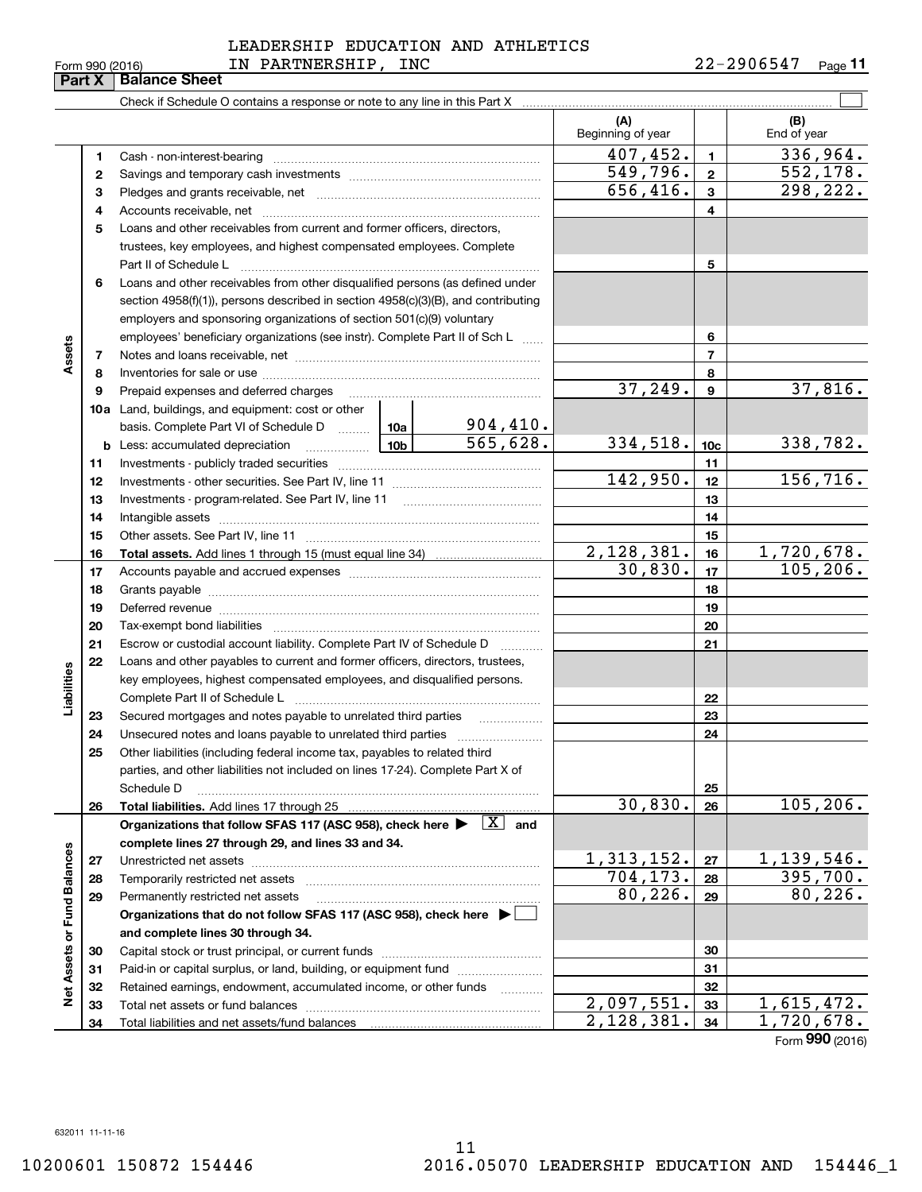LEADERSHIP EDUCATION AND ATHLETICS IN PARTNERSHIP, INC

Form 990 (2016) 22-2906547 Page 11

## Part X Balance Sheet

Check if Schedule O contains a response or note to any line in this Part X ☐

| | | | | (A) Beginning of year | | (B) End of year |
|---|---|---|---|---|---|---|
| **Assets** | 1 | Cash - non-interest-bearing | | 407,452. | 1 | 336,964. |
| | 2 | Savings and temporary cash investments | | 549,796. | 2 | 552,178. |
| | 3 | Pledges and grants receivable, net | | 656,416. | 3 | 298,222. |
| | 4 | Accounts receivable, net | | | 4 | |
| | 5 | Loans and other receivables from current and former officers, directors, trustees, key employees, and highest compensated employees. Complete Part II of Schedule L | | | 5 | |
| | 6 | Loans and other receivables from other disqualified persons (as defined under section 4958(f)(1)), persons described in section 4958(c)(3)(B), and contributing employers and sponsoring organizations of section 501(c)(9) voluntary employees' beneficiary organizations (see instr). Complete Part II of Sch L | | | 6 | |
| | 7 | Notes and loans receivable, net | | | 7 | |
| | 8 | Inventories for sale or use | | | 8 | |
| | 9 | Prepaid expenses and deferred charges | | 37,249. | 9 | 37,816. |
| | 10a | Land, buildings, and equipment: cost or other basis. Complete Part VI of Schedule D | 10a 904,410. | | | |
| | b | Less: accumulated depreciation | 10b 565,628. | 334,518. | 10c | 338,782. |
| | 11 | Investments - publicly traded securities | | | 11 | |
| | 12 | Investments - other securities. See Part IV, line 11 | | 142,950. | 12 | 156,716. |
| | 13 | Investments - program-related. See Part IV, line 11 | | | 13 | |
| | 14 | Intangible assets | | | 14 | |
| | 15 | Other assets. See Part IV, line 11 | | | 15 | |
| | 16 | **Total assets.** Add lines 1 through 15 (must equal line 34) | | 2,128,381. | 16 | 1,720,678. |
| **Liabilities** | 17 | Accounts payable and accrued expenses | | 30,830. | 17 | 105,206. |
| | 18 | Grants payable | | | 18 | |
| | 19 | Deferred revenue | | | 19 | |
| | 20 | Tax-exempt bond liabilities | | | 20 | |
| | 21 | Escrow or custodial account liability. Complete Part IV of Schedule D | | | 21 | |
| | 22 | Loans and other payables to current and former officers, directors, trustees, key employees, highest compensated employees, and disqualified persons. Complete Part II of Schedule L | | | 22 | |
| | 23 | Secured mortgages and notes payable to unrelated third parties | | | 23 | |
| | 24 | Unsecured notes and loans payable to unrelated third parties | | | 24 | |
| | 25 | Other liabilities (including federal income tax, payables to related third parties, and other liabilities not included on lines 17-24). Complete Part X of Schedule D | | | 25 | |
| | 26 | **Total liabilities.** Add lines 17 through 25 | | 30,830. | 26 | 105,206. |
| **Net Assets or Fund Balances** | | **Organizations that follow SFAS 117 (ASC 958), check here ▶ [X] and complete lines 27 through 29, and lines 33 and 34.** | | | | |
| | 27 | Unrestricted net assets | | 1,313,152. | 27 | 1,139,546. |
| | 28 | Temporarily restricted net assets | | 704,173. | 28 | 395,700. |
| | 29 | Permanently restricted net assets | | 80,226. | 29 | 80,226. |
| | | **Organizations that do not follow SFAS 117 (ASC 958), check here ▶ ☐ and complete lines 30 through 34.** | | | | |
| | 30 | Capital stock or trust principal, or current funds | | | 30 | |
| | 31 | Paid-in or capital surplus, or land, building, or equipment fund | | | 31 | |
| | 32 | Retained earnings, endowment, accumulated income, or other funds | | | 32 | |
| | 33 | Total net assets or fund balances | | 2,097,551. | 33 | 1,615,472. |
| | 34 | Total liabilities and net assets/fund balances | | 2,128,381. | 34 | 1,720,678. |

Form **990** (2016)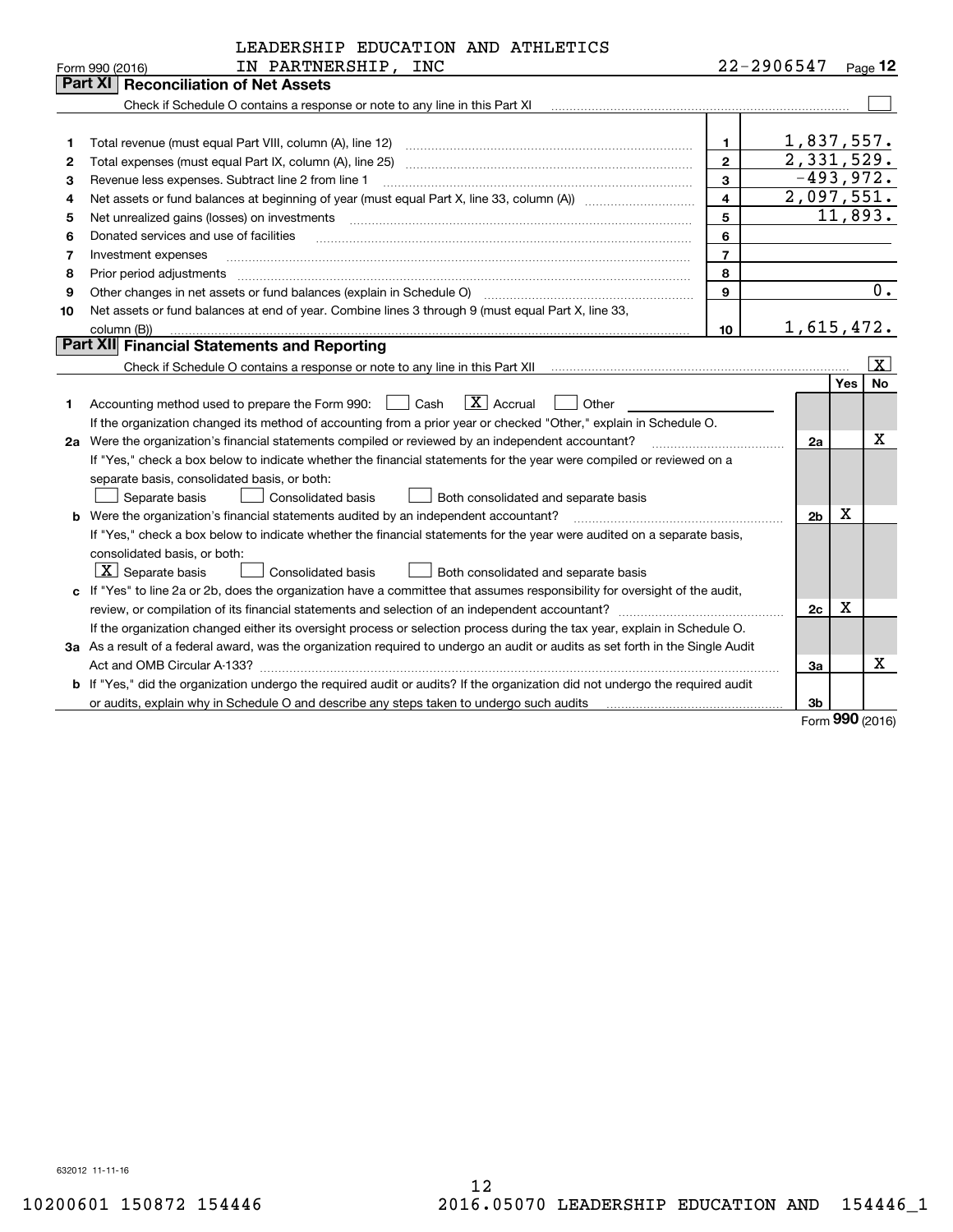LEADERSHIP EDUCATION AND ATHLETICS IN PARTNERSHIP, INC — 22-2906547

Form 990 (2016) Page 12

## Part XI Reconciliation of Net Assets

Check if Schedule O contains a response or note to any line in this Part XI ☐

| | | | |
|---|---|---|---|
| 1 | Total revenue (must equal Part VIII, column (A), line 12) | 1 | 1,837,557. |
| 2 | Total expenses (must equal Part IX, column (A), line 25) | 2 | 2,331,529. |
| 3 | Revenue less expenses. Subtract line 2 from line 1 | 3 | -493,972. |
| 4 | Net assets or fund balances at beginning of year (must equal Part X, line 33, column (A)) | 4 | 2,097,551. |
| 5 | Net unrealized gains (losses) on investments | 5 | 11,893. |
| 6 | Donated services and use of facilities | 6 | |
| 7 | Investment expenses | 7 | |
| 8 | Prior period adjustments | 8 | |
| 9 | Other changes in net assets or fund balances (explain in Schedule O) | 9 | 0. |
| 10 | Net assets or fund balances at end of year. Combine lines 3 through 9 (must equal Part X, line 33, column (B)) | 10 | 1,615,472. |

## Part XII Financial Statements and Reporting

Check if Schedule O contains a response or note to any line in this Part XII ☒

| | | | Yes | No |
|---|---|---|---|---|
| 1 | Accounting method used to prepare the Form 990: ☐ Cash ☒ Accrual ☐ Other<br>If the organization changed its method of accounting from a prior year or checked "Other," explain in Schedule O. | | | |
| 2a | Were the organization's financial statements compiled or reviewed by an independent accountant?<br>If "Yes," check a box below to indicate whether the financial statements for the year were compiled or reviewed on a separate basis, consolidated basis, or both:<br>☐ Separate basis ☐ Consolidated basis ☐ Both consolidated and separate basis | 2a | | X |
| b | Were the organization's financial statements audited by an independent accountant?<br>If "Yes," check a box below to indicate whether the financial statements for the year were audited on a separate basis, consolidated basis, or both:<br>☒ Separate basis ☐ Consolidated basis ☐ Both consolidated and separate basis | 2b | X | |
| c | If "Yes" to line 2a or 2b, does the organization have a committee that assumes responsibility for oversight of the audit, review, or compilation of its financial statements and selection of an independent accountant?<br>If the organization changed either its oversight process or selection process during the tax year, explain in Schedule O. | 2c | X | |
| 3a | As a result of a federal award, was the organization required to undergo an audit or audits as set forth in the Single Audit Act and OMB Circular A-133? | 3a | | X |
| b | If "Yes," did the organization undergo the required audit or audits? If the organization did not undergo the required audit or audits, explain why in Schedule O and describe any steps taken to undergo such audits | 3b | | |

Form 990 (2016)

632012 11-11-16

10200601 150872 154446 2016.05070 LEADERSHIP EDUCATION AND 154446_1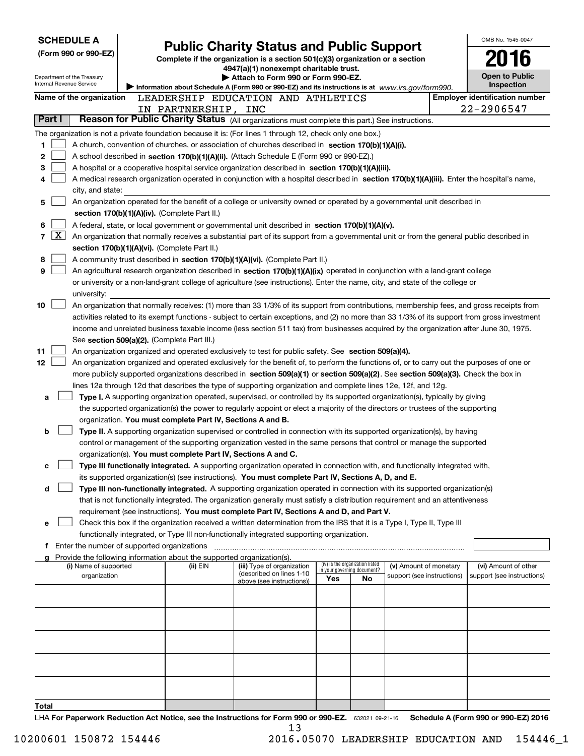**SCHEDULE A**
**(Form 990 or 990-EZ)**

Department of the Treasury
Internal Revenue Service

# Public Charity Status and Public Support

**Complete if the organization is a section 501(c)(3) organization or a section 4947(a)(1) nonexempt charitable trust.**
**▶ Attach to Form 990 or Form 990-EZ.**
**▶ Information about Schedule A (Form 990 or 990-EZ) and its instructions is at** *www.irs.gov/form990.*

OMB No. 1545-0047

**2016**

**Open to Public Inspection**

**Name of the organization** LEADERSHIP EDUCATION AND ATHLETICS IN PARTNERSHIP, INC

**Employer identification number** 22-2906547

## Part I Reason for Public Charity Status (All organizations must complete this part.) See instructions.

The organization is not a private foundation because it is: (For lines 1 through 12, check only one box.)

1 [ ] A church, convention of churches, or association of churches described in **section 170(b)(1)(A)(i).**

2 [ ] A school described in **section 170(b)(1)(A)(ii).** (Attach Schedule E (Form 990 or 990-EZ).)

3 [ ] A hospital or a cooperative hospital service organization described in **section 170(b)(1)(A)(iii).**

4 [ ] A medical research organization operated in conjunction with a hospital described in **section 170(b)(1)(A)(iii).** Enter the hospital's name, city, and state:

5 [ ] An organization operated for the benefit of a college or university owned or operated by a governmental unit described in **section 170(b)(1)(A)(iv).** (Complete Part II.)

6 [ ] A federal, state, or local government or governmental unit described in **section 170(b)(1)(A)(v).**

7 [X] An organization that normally receives a substantial part of its support from a governmental unit or from the general public described in **section 170(b)(1)(A)(vi).** (Complete Part II.)

8 [ ] A community trust described in **section 170(b)(1)(A)(vi).** (Complete Part II.)

9 [ ] An agricultural research organization described in **section 170(b)(1)(A)(ix)** operated in conjunction with a land-grant college or university or a non-land-grant college of agriculture (see instructions). Enter the name, city, and state of the college or university:

10 [ ] An organization that normally receives: (1) more than 33 1/3% of its support from contributions, membership fees, and gross receipts from activities related to its exempt functions - subject to certain exceptions, and (2) no more than 33 1/3% of its support from gross investment income and unrelated business taxable income (less section 511 tax) from businesses acquired by the organization after June 30, 1975. See **section 509(a)(2).** (Complete Part III.)

11 [ ] An organization organized and operated exclusively to test for public safety. See **section 509(a)(4).**

12 [ ] An organization organized and operated exclusively for the benefit of, to perform the functions of, or to carry out the purposes of one or more publicly supported organizations described in **section 509(a)(1)** or **section 509(a)(2).** See **section 509(a)(3).** Check the box in lines 12a through 12d that describes the type of supporting organization and complete lines 12e, 12f, and 12g.

a [ ] **Type I.** A supporting organization operated, supervised, or controlled by its supported organization(s), typically by giving the supported organization(s) the power to regularly appoint or elect a majority of the directors or trustees of the supporting organization. **You must complete Part IV, Sections A and B.**

b [ ] **Type II.** A supporting organization supervised or controlled in connection with its supported organization(s), by having control or management of the supporting organization vested in the same persons that control or manage the supported organization(s). **You must complete Part IV, Sections A and C.**

c [ ] **Type III functionally integrated.** A supporting organization operated in connection with, and functionally integrated with, its supported organization(s) (see instructions). **You must complete Part IV, Sections A, D, and E.**

d [ ] **Type III non-functionally integrated.** A supporting organization operated in connection with its supported organization(s) that is not functionally integrated. The organization generally must satisfy a distribution requirement and an attentiveness requirement (see instructions). **You must complete Part IV, Sections A and D, and Part V.**

e [ ] Check this box if the organization received a written determination from the IRS that it is a Type I, Type II, Type III functionally integrated, or Type III non-functionally integrated supporting organization.

f Enter the number of supported organizations

g Provide the following information about the supported organization(s).

| (i) Name of supported organization | (ii) EIN | (iii) Type of organization (described on lines 1-10 above (see instructions)) | (iv) Is the organization listed in your governing document? Yes | No | (v) Amount of monetary support (see instructions) | (vi) Amount of other support (see instructions) |
|---|---|---|---|---|---|---|
| | | | | | | |
| | | | | | | |
| | | | | | | |
| | | | | | | |
| | | | | | | |
| **Total** | | | | | | |

LHA **For Paperwork Reduction Act Notice, see the Instructions for Form 990 or 990-EZ.** 632021 09-21-16 **Schedule A (Form 990 or 990-EZ) 2016**

10200601 150872 154446 2016.05070 LEADERSHIP EDUCATION AND 154446_1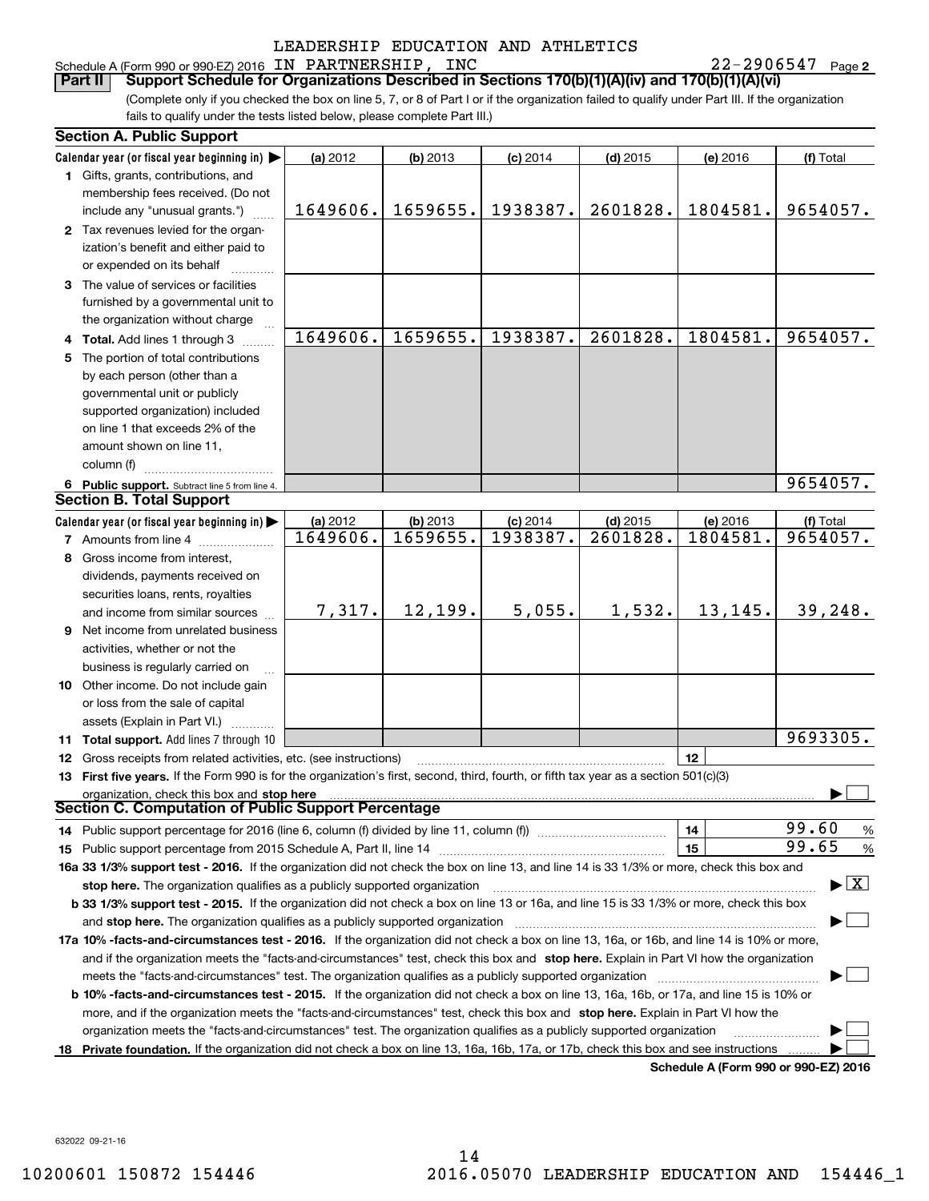LEADERSHIP EDUCATION AND ATHLETICS

Schedule A (Form 990 or 990-EZ) 2016 IN PARTNERSHIP, INC 22-2906547 Page 2

**Part II Support Schedule for Organizations Described in Sections 170(b)(1)(A)(iv) and 170(b)(1)(A)(vi)**

(Complete only if you checked the box on line 5, 7, or 8 of Part I or if the organization failed to qualify under Part III. If the organization fails to qualify under the tests listed below, please complete Part III.)

### Section A. Public Support

| Calendar year (or fiscal year beginning in) ▶ | (a) 2012 | (b) 2013 | (c) 2014 | (d) 2015 | (e) 2016 | (f) Total |
|---|---|---|---|---|---|---|
| 1 Gifts, grants, contributions, and membership fees received. (Do not include any "unusual grants.") | 1649606. | 1659655. | 1938387. | 2601828. | 1804581. | 9654057. |
| 2 Tax revenues levied for the organization's benefit and either paid to or expended on its behalf | | | | | | |
| 3 The value of services or facilities furnished by a governmental unit to the organization without charge | | | | | | |
| 4 **Total.** Add lines 1 through 3 | 1649606. | 1659655. | 1938387. | 2601828. | 1804581. | 9654057. |
| 5 The portion of total contributions by each person (other than a governmental unit or publicly supported organization) included on line 1 that exceeds 2% of the amount shown on line 11, column (f) | | | | | | |
| 6 **Public support.** Subtract line 5 from line 4. | | | | | | 9654057. |

### Section B. Total Support

| Calendar year (or fiscal year beginning in) ▶ | (a) 2012 | (b) 2013 | (c) 2014 | (d) 2015 | (e) 2016 | (f) Total |
|---|---|---|---|---|---|---|
| 7 Amounts from line 4 | 1649606. | 1659655. | 1938387. | 2601828. | 1804581. | 9654057. |
| 8 Gross income from interest, dividends, payments received on securities loans, rents, royalties and income from similar sources | 7,317. | 12,199. | 5,055. | 1,532. | 13,145. | 39,248. |
| 9 Net income from unrelated business activities, whether or not the business is regularly carried on | | | | | | |
| 10 Other income. Do not include gain or loss from the sale of capital assets (Explain in Part VI.) | | | | | | |
| 11 **Total support.** Add lines 7 through 10 | | | | | | 9693305. |

12 Gross receipts from related activities, etc. (see instructions) | 12 |

13 **First five years.** If the Form 990 is for the organization's first, second, third, fourth, or fifth tax year as a section 501(c)(3) organization, check this box and **stop here** ▶ ☐

### Section C. Computation of Public Support Percentage

14 Public support percentage for 2016 (line 6, column (f) divided by line 11, column (f)) | 14 | 99.60 %

15 Public support percentage from 2015 Schedule A, Part II, line 14 | 15 | 99.65 %

**16a 33 1/3% support test - 2016.** If the organization did not check the box on line 13, and line 14 is 33 1/3% or more, check this box and **stop here.** The organization qualifies as a publicly supported organization ▶ ☒

**b 33 1/3% support test - 2015.** If the organization did not check a box on line 13 or 16a, and line 15 is 33 1/3% or more, check this box and **stop here.** The organization qualifies as a publicly supported organization ▶ ☐

**17a 10% -facts-and-circumstances test - 2016.** If the organization did not check a box on line 13, 16a, or 16b, and line 14 is 10% or more, and if the organization meets the "facts-and-circumstances" test, check this box and **stop here.** Explain in Part VI how the organization meets the "facts-and-circumstances" test. The organization qualifies as a publicly supported organization ▶ ☐

**b 10% -facts-and-circumstances test - 2015.** If the organization did not check a box on line 13, 16a, 16b, or 17a, and line 15 is 10% or more, and if the organization meets the "facts-and-circumstances" test, check this box and **stop here.** Explain in Part VI how the organization meets the "facts-and-circumstances" test. The organization qualifies as a publicly supported organization ▶ ☐

**18 Private foundation.** If the organization did not check a box on line 13, 16a, 16b, 17a, or 17b, check this box and see instructions ▶ ☐

**Schedule A (Form 990 or 990-EZ) 2016**

632022 09-21-16

10200601 150872 154446 2016.05070 LEADERSHIP EDUCATION AND 154446_1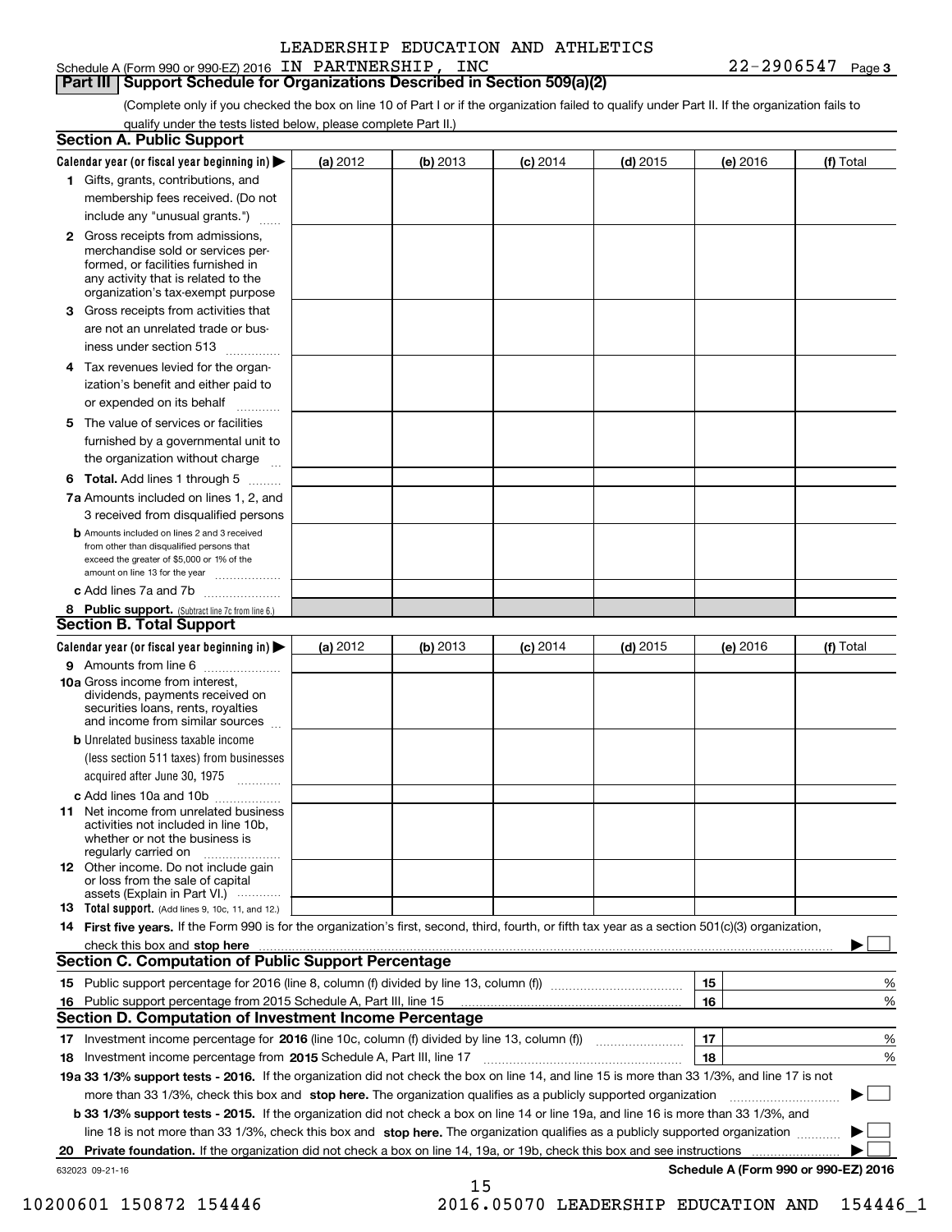Schedule A (Form 990 or 990-EZ) 2016 LEADERSHIP EDUCATION AND ATHLETICS IN PARTNERSHIP, INC 22-2906547 Page 3

## Part III Support Schedule for Organizations Described in Section 509(a)(2)

(Complete only if you checked the box on line 10 of Part I or if the organization failed to qualify under Part II. If the organization fails to qualify under the tests listed below, please complete Part II.)

### Section A. Public Support

| Calendar year (or fiscal year beginning in) ▶ | (a) 2012 | (b) 2013 | (c) 2014 | (d) 2015 | (e) 2016 | (f) Total |
|---|---|---|---|---|---|---|
| 1 Gifts, grants, contributions, and membership fees received. (Do not include any "unusual grants.") | | | | | | |
| 2 Gross receipts from admissions, merchandise sold or services performed, or facilities furnished in any activity that is related to the organization's tax-exempt purpose | | | | | | |
| 3 Gross receipts from activities that are not an unrelated trade or business under section 513 | | | | | | |
| 4 Tax revenues levied for the organization's benefit and either paid to or expended on its behalf | | | | | | |
| 5 The value of services or facilities furnished by a governmental unit to the organization without charge | | | | | | |
| 6 **Total.** Add lines 1 through 5 | | | | | | |
| 7a Amounts included on lines 1, 2, and 3 received from disqualified persons | | | | | | |
| b Amounts included on lines 2 and 3 received from other than disqualified persons that exceed the greater of $5,000 or 1% of the amount on line 13 for the year | | | | | | |
| c Add lines 7a and 7b | | | | | | |
| 8 **Public support.** (Subtract line 7c from line 6.) | | | | | | |

### Section B. Total Support

| Calendar year (or fiscal year beginning in) ▶ | (a) 2012 | (b) 2013 | (c) 2014 | (d) 2015 | (e) 2016 | (f) Total |
|---|---|---|---|---|---|---|
| 9 Amounts from line 6 | | | | | | |
| 10a Gross income from interest, dividends, payments received on securities loans, rents, royalties and income from similar sources | | | | | | |
| b Unrelated business taxable income (less section 511 taxes) from businesses acquired after June 30, 1975 | | | | | | |
| c Add lines 10a and 10b | | | | | | |
| 11 Net income from unrelated business activities not included in line 10b, whether or not the business is regularly carried on | | | | | | |
| 12 Other income. Do not include gain or loss from the sale of capital assets (Explain in Part VI.) | | | | | | |
| 13 **Total support.** (Add lines 9, 10c, 11, and 12.) | | | | | | |

14 **First five years.** If the Form 990 is for the organization's first, second, third, fourth, or fifth tax year as a section 501(c)(3) organization, check this box and **stop here** ▶ ☐

### Section C. Computation of Public Support Percentage

| | | | |
|---|---|---|---|
| 15 | Public support percentage for 2016 (line 8, column (f) divided by line 13, column (f)) | 15 | % |
| 16 | Public support percentage from 2015 Schedule A, Part III, line 15 | 16 | % |

### Section D. Computation of Investment Income Percentage

| | | | |
|---|---|---|---|
| 17 | Investment income percentage for **2016** (line 10c, column (f) divided by line 13, column (f)) | 17 | % |
| 18 | Investment income percentage from **2015** Schedule A, Part III, line 17 | 18 | % |

**19a 33 1/3% support tests - 2016.** If the organization did not check the box on line 14, and line 15 is more than 33 1/3%, and line 17 is not more than 33 1/3%, check this box and **stop here.** The organization qualifies as a publicly supported organization ▶ ☐

**b 33 1/3% support tests - 2015.** If the organization did not check a box on line 14 or line 19a, and line 16 is more than 33 1/3%, and line 18 is not more than 33 1/3%, check this box and **stop here.** The organization qualifies as a publicly supported organization ▶ ☐

**20 Private foundation.** If the organization did not check a box on line 14, 19a, or 19b, check this box and see instructions ▶ ☐

632023 09-21-16 **Schedule A (Form 990 or 990-EZ) 2016**

10200601 150872 154446 2016.05070 LEADERSHIP EDUCATION AND 154446_1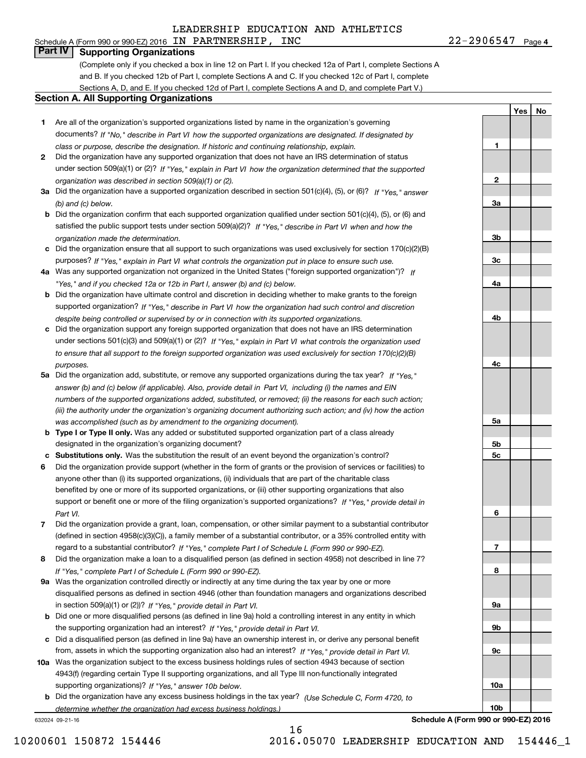LEADERSHIP EDUCATION AND ATHLETICS

Schedule A (Form 990 or 990-EZ) 2016 IN PARTNERSHIP, INC 22-2906547 Page 4

## Part IV Supporting Organizations

(Complete only if you checked a box in line 12 on Part I. If you checked 12a of Part I, complete Sections A and B. If you checked 12b of Part I, complete Sections A and C. If you checked 12c of Part I, complete Sections A, D, and E. If you checked 12d of Part I, complete Sections A and D, and complete Part V.)

### Section A. All Supporting Organizations

| | | Line | Yes | No |
|---|---|---|---|---|
| **1** | Are all of the organization's supported organizations listed by name in the organization's governing documents? *If "No," describe in Part VI how the supported organizations are designated. If designated by class or purpose, describe the designation. If historic and continuing relationship, explain.* | 1 | | |
| **2** | Did the organization have any supported organization that does not have an IRS determination of status under section 509(a)(1) or (2)? *If "Yes," explain in Part VI how the organization determined that the supported organization was described in section 509(a)(1) or (2).* | 2 | | |
| **3a** | Did the organization have a supported organization described in section 501(c)(4), (5), or (6)? *If "Yes," answer (b) and (c) below.* | 3a | | |
| **b** | Did the organization confirm that each supported organization qualified under section 501(c)(4), (5), or (6) and satisfied the public support tests under section 509(a)(2)? *If "Yes," describe in Part VI when and how the organization made the determination.* | 3b | | |
| **c** | Did the organization ensure that all support to such organizations was used exclusively for section 170(c)(2)(B) purposes? *If "Yes," explain in Part VI what controls the organization put in place to ensure such use.* | 3c | | |
| **4a** | Was any supported organization not organized in the United States ("foreign supported organization")? *If "Yes," and if you checked 12a or 12b in Part I, answer (b) and (c) below.* | 4a | | |
| **b** | Did the organization have ultimate control and discretion in deciding whether to make grants to the foreign supported organization? *If "Yes," describe in Part VI how the organization had such control and discretion despite being controlled or supervised by or in connection with its supported organizations.* | 4b | | |
| **c** | Did the organization support any foreign supported organization that does not have an IRS determination under sections 501(c)(3) and 509(a)(1) or (2)? *If "Yes," explain in Part VI what controls the organization used to ensure that all support to the foreign supported organization was used exclusively for section 170(c)(2)(B) purposes.* | 4c | | |
| **5a** | Did the organization add, substitute, or remove any supported organizations during the tax year? *If "Yes," answer (b) and (c) below (if applicable). Also, provide detail in Part VI, including (i) the names and EIN numbers of the supported organizations added, substituted, or removed; (ii) the reasons for each such action; (iii) the authority under the organization's organizing document authorizing such action; and (iv) how the action was accomplished (such as by amendment to the organizing document).* | 5a | | |
| **b** | **Type I or Type II only.** Was any added or substituted supported organization part of a class already designated in the organization's organizing document? | 5b | | |
| **c** | **Substitutions only.** Was the substitution the result of an event beyond the organization's control? | 5c | | |
| **6** | Did the organization provide support (whether in the form of grants or the provision of services or facilities) to anyone other than (i) its supported organizations, (ii) individuals that are part of the charitable class benefited by one or more of its supported organizations, or (iii) other supporting organizations that also support or benefit one or more of the filing organization's supported organizations? *If "Yes," provide detail in Part VI.* | 6 | | |
| **7** | Did the organization provide a grant, loan, compensation, or other similar payment to a substantial contributor (defined in section 4958(c)(3)(C)), a family member of a substantial contributor, or a 35% controlled entity with regard to a substantial contributor? *If "Yes," complete Part I of Schedule L (Form 990 or 990-EZ).* | 7 | | |
| **8** | Did the organization make a loan to a disqualified person (as defined in section 4958) not described in line 7? *If "Yes," complete Part I of Schedule L (Form 990 or 990-EZ).* | 8 | | |
| **9a** | Was the organization controlled directly or indirectly at any time during the tax year by one or more disqualified persons as defined in section 4946 (other than foundation managers and organizations described in section 509(a)(1) or (2))? *If "Yes," provide detail in Part VI.* | 9a | | |
| **b** | Did one or more disqualified persons (as defined in line 9a) hold a controlling interest in any entity in which the supporting organization had an interest? *If "Yes," provide detail in Part VI.* | 9b | | |
| **c** | Did a disqualified person (as defined in line 9a) have an ownership interest in, or derive any personal benefit from, assets in which the supporting organization also had an interest? *If "Yes," provide detail in Part VI.* | 9c | | |
| **10a** | Was the organization subject to the excess business holdings rules of section 4943 because of section 4943(f) (regarding certain Type II supporting organizations, and all Type III non-functionally integrated supporting organizations)? *If "Yes," answer 10b below.* | 10a | | |
| **b** | Did the organization have any excess business holdings in the tax year? *(Use Schedule C, Form 4720, to determine whether the organization had excess business holdings.)* | 10b | | |

632024 09-21-16 **Schedule A (Form 990 or 990-EZ) 2016**

10200601 150872 154446 2016.05070 LEADERSHIP EDUCATION AND 154446_1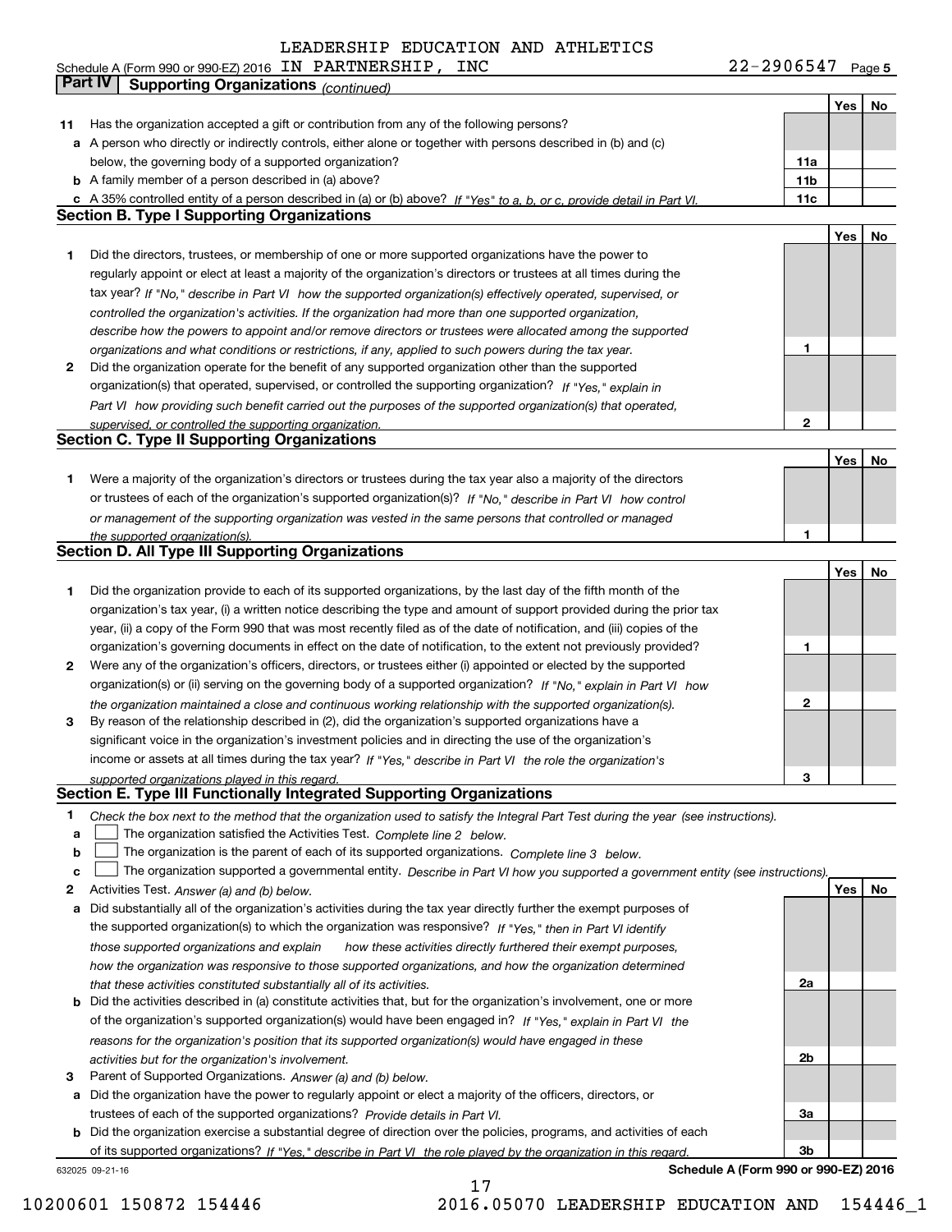LEADERSHIP EDUCATION AND ATHLETICS

Schedule A (Form 990 or 990-EZ) 2016 IN PARTNERSHIP, INC 22-2906547 Page 5

## Part IV Supporting Organizations *(continued)*

| | | | Yes | No |
|---|---|---|---|---|
| **11** | Has the organization accepted a gift or contribution from any of the following persons? | | | |
| **a** | A person who directly or indirectly controls, either alone or together with persons described in (b) and (c) below, the governing body of a supported organization? | **11a** | | |
| **b** | A family member of a person described in (a) above? | **11b** | | |
| **c** | A 35% controlled entity of a person described in (a) or (b) above? *If "Yes" to a, b, or c, provide detail in Part VI.* | **11c** | | |

### Section B. Type I Supporting Organizations

| | | | Yes | No |
|---|---|---|---|---|
| **1** | Did the directors, trustees, or membership of one or more supported organizations have the power to regularly appoint or elect at least a majority of the organization's directors or trustees at all times during the tax year? *If "No," describe in Part VI how the supported organization(s) effectively operated, supervised, or controlled the organization's activities. If the organization had more than one supported organization, describe how the powers to appoint and/or remove directors or trustees were allocated among the supported organizations and what conditions or restrictions, if any, applied to such powers during the tax year.* | **1** | | |
| **2** | Did the organization operate for the benefit of any supported organization other than the supported organization(s) that operated, supervised, or controlled the supporting organization? *If "Yes," explain in Part VI how providing such benefit carried out the purposes of the supported organization(s) that operated, supervised, or controlled the supporting organization.* | **2** | | |

### Section C. Type II Supporting Organizations

| | | | Yes | No |
|---|---|---|---|---|
| **1** | Were a majority of the organization's directors or trustees during the tax year also a majority of the directors or trustees of each of the organization's supported organization(s)? *If "No," describe in Part VI how control or management of the supporting organization was vested in the same persons that controlled or managed the supported organization(s).* | **1** | | |

### Section D. All Type III Supporting Organizations

| | | | Yes | No |
|---|---|---|---|---|
| **1** | Did the organization provide to each of its supported organizations, by the last day of the fifth month of the organization's tax year, (i) a written notice describing the type and amount of support provided during the prior tax year, (ii) a copy of the Form 990 that was most recently filed as of the date of notification, and (iii) copies of the organization's governing documents in effect on the date of notification, to the extent not previously provided? | **1** | | |
| **2** | Were any of the organization's officers, directors, or trustees either (i) appointed or elected by the supported organization(s) or (ii) serving on the governing body of a supported organization? *If "No," explain in Part VI how the organization maintained a close and continuous working relationship with the supported organization(s).* | **2** | | |
| **3** | By reason of the relationship described in (2), did the organization's supported organizations have a significant voice in the organization's investment policies and in directing the use of the organization's income or assets at all times during the tax year? *If "Yes," describe in Part VI the role the organization's supported organizations played in this regard.* | **3** | | |

### Section E. Type III Functionally Integrated Supporting Organizations

**1** *Check the box next to the method that the organization used to satisfy the Integral Part Test during the year (see instructions).*

- **a** ☐ The organization satisfied the Activities Test. *Complete line 2 below.*
- **b** ☐ The organization is the parent of each of its supported organizations. *Complete line 3 below.*
- **c** ☐ The organization supported a governmental entity. *Describe in Part VI how you supported a government entity (see instructions).*

| | | | Yes | No |
|---|---|---|---|---|
| **2** | Activities Test. *Answer (a) and (b) below.* | | | |
| **a** | Did substantially all of the organization's activities during the tax year directly further the exempt purposes of the supported organization(s) to which the organization was responsive? *If "Yes," then in Part VI identify those supported organizations and explain how these activities directly furthered their exempt purposes, how the organization was responsive to those supported organizations, and how the organization determined that these activities constituted substantially all of its activities.* | **2a** | | |
| **b** | Did the activities described in (a) constitute activities that, but for the organization's involvement, one or more of the organization's supported organization(s) would have been engaged in? *If "Yes," explain in Part VI the reasons for the organization's position that its supported organization(s) would have engaged in these activities but for the organization's involvement.* | **2b** | | |
| **3** | Parent of Supported Organizations. *Answer (a) and (b) below.* | | | |
| **a** | Did the organization have the power to regularly appoint or elect a majority of the officers, directors, or trustees of each of the supported organizations? *Provide details in Part VI.* | **3a** | | |
| **b** | Did the organization exercise a substantial degree of direction over the policies, programs, and activities of each of its supported organizations? *If "Yes," describe in Part VI the role played by the organization in this regard.* | **3b** | | |

632025 09-21-16 **Schedule A (Form 990 or 990-EZ) 2016**

10200601 150872 154446 2016.05070 LEADERSHIP EDUCATION AND 154446_1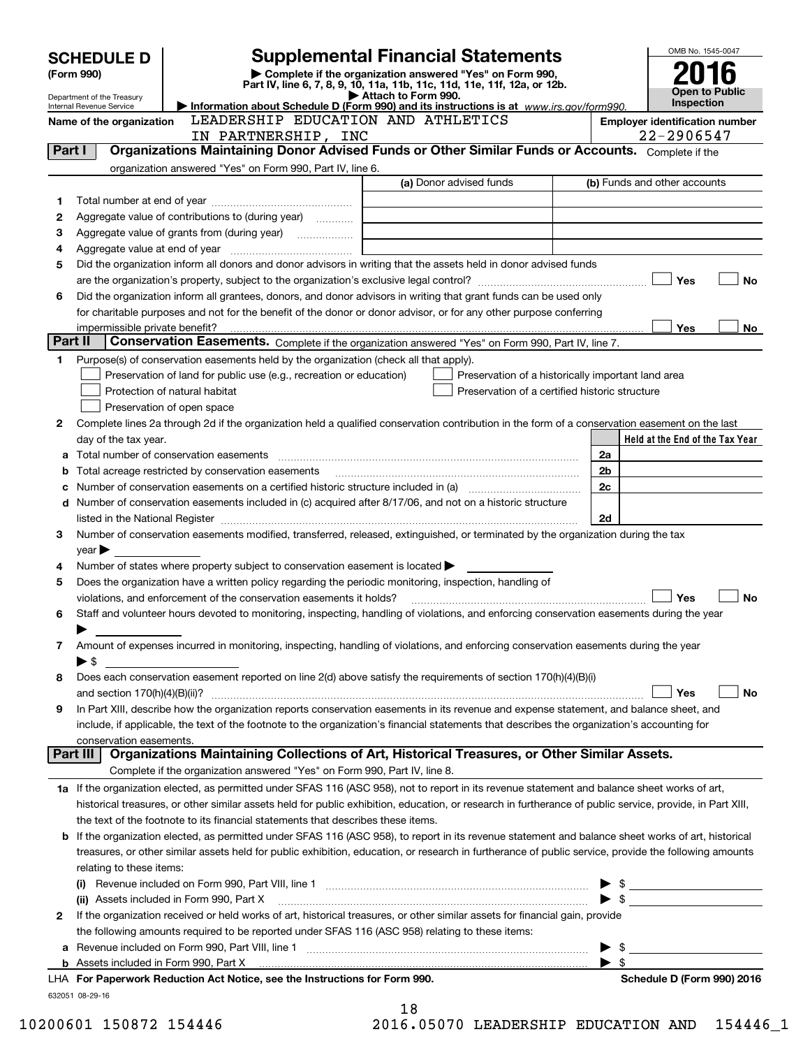# SCHEDULE D (Form 990)

Department of the Treasury
Internal Revenue Service

## Supplemental Financial Statements

▶ Complete if the organization answered "Yes" on Form 990, Part IV, line 6, 7, 8, 9, 10, 11a, 11b, 11c, 11d, 11e, 11f, 12a, or 12b.
▶ Attach to Form 990.
▶ Information about Schedule D (Form 990) and its instructions is at www.irs.gov/form990.

OMB No. 1545-0047
2016
Open to Public Inspection

Name of the organization: LEADERSHIP EDUCATION AND ATHLETICS IN PARTNERSHIP, INC

Employer identification number: 22-2906547

### Part I — Organizations Maintaining Donor Advised Funds or Other Similar Funds or Accounts.

Complete if the organization answered "Yes" on Form 990, Part IV, line 6.

| | | (a) Donor advised funds | (b) Funds and other accounts |
|---|---|---|---|
| 1 | Total number at end of year | | |
| 2 | Aggregate value of contributions to (during year) | | |
| 3 | Aggregate value of grants from (during year) | | |
| 4 | Aggregate value at end of year | | |

5 Did the organization inform all donors and donor advisors in writing that the assets held in donor advised funds are the organization's property, subject to the organization's exclusive legal control? ☐ Yes ☐ No

6 Did the organization inform all grantees, donors, and donor advisors in writing that grant funds can be used only for charitable purposes and not for the benefit of the donor or donor advisor, or for any other purpose conferring impermissible private benefit? ☐ Yes ☐ No

### Part II — Conservation Easements.

Complete if the organization answered "Yes" on Form 990, Part IV, line 7.

1 Purpose(s) of conservation easements held by the organization (check all that apply).

- ☐ Preservation of land for public use (e.g., recreation or education)
- ☐ Protection of natural habitat
- ☐ Preservation of open space
- ☐ Preservation of a historically important land area
- ☐ Preservation of a certified historic structure

2 Complete lines 2a through 2d if the organization held a qualified conservation contribution in the form of a conservation easement on the last day of the tax year.

| | | | Held at the End of the Tax Year |
|---|---|---|---|
| a | Total number of conservation easements | 2a | |
| b | Total acreage restricted by conservation easements | 2b | |
| c | Number of conservation easements on a certified historic structure included in (a) | 2c | |
| d | Number of conservation easements included in (c) acquired after 8/17/06, and not on a historic structure listed in the National Register | 2d | |

3 Number of conservation easements modified, transferred, released, extinguished, or terminated by the organization during the tax year ▶

4 Number of states where property subject to conservation easement is located ▶

5 Does the organization have a written policy regarding the periodic monitoring, inspection, handling of violations, and enforcement of the conservation easements it holds? ☐ Yes ☐ No

6 Staff and volunteer hours devoted to monitoring, inspecting, handling of violations, and enforcing conservation easements during the year ▶

7 Amount of expenses incurred in monitoring, inspecting, handling of violations, and enforcing conservation easements during the year ▶ $

8 Does each conservation easement reported on line 2(d) above satisfy the requirements of section 170(h)(4)(B)(i) and section 170(h)(4)(B)(ii)? ☐ Yes ☐ No

9 In Part XIII, describe how the organization reports conservation easements in its revenue and expense statement, and balance sheet, and include, if applicable, the text of the footnote to the organization's financial statements that describes the organization's accounting for conservation easements.

### Part III — Organizations Maintaining Collections of Art, Historical Treasures, or Other Similar Assets.

Complete if the organization answered "Yes" on Form 990, Part IV, line 8.

1a If the organization elected, as permitted under SFAS 116 (ASC 958), not to report in its revenue statement and balance sheet works of art, historical treasures, or other similar assets held for public exhibition, education, or research in furtherance of public service, provide, in Part XIII, the text of the footnote to its financial statements that describes these items.

b If the organization elected, as permitted under SFAS 116 (ASC 958), to report in its revenue statement and balance sheet works of art, historical treasures, or other similar assets held for public exhibition, education, or research in furtherance of public service, provide the following amounts relating to these items:

(i) Revenue included on Form 990, Part VIII, line 1 ▶ $

(ii) Assets included in Form 990, Part X ▶ $

2 If the organization received or held works of art, historical treasures, or other similar assets for financial gain, provide the following amounts required to be reported under SFAS 116 (ASC 958) relating to these items:

a Revenue included on Form 990, Part VIII, line 1 ▶ $

b Assets included in Form 990, Part X ▶ $

LHA For Paperwork Reduction Act Notice, see the Instructions for Form 990. Schedule D (Form 990) 2016

632051 08-29-16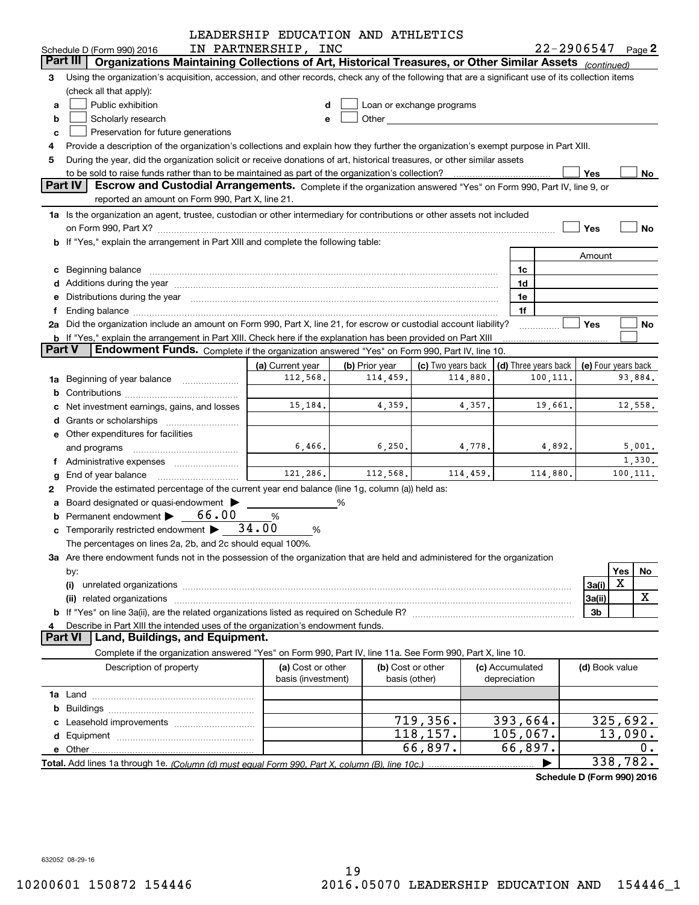Schedule D (Form 990) 2016 LEADERSHIP EDUCATION AND ATHLETICS IN PARTNERSHIP, INC 22-2906547 Page 2

## Part III Organizations Maintaining Collections of Art, Historical Treasures, or Other Similar Assets *(continued)*

3 Using the organization's acquisition, accession, and other records, check any of the following that are a significant use of its collection items (check all that apply):

- a ☐ Public exhibition
- b ☐ Scholarly research
- c ☐ Preservation for future generations
- d ☐ Loan or exchange programs
- e ☐ Other

4 Provide a description of the organization's collections and explain how they further the organization's exempt purpose in Part XIII.

5 During the year, did the organization solicit or receive donations of art, historical treasures, or other similar assets to be sold to raise funds rather than to be maintained as part of the organization's collection? ☐ Yes ☐ No

## Part IV Escrow and Custodial Arrangements.

Complete if the organization answered "Yes" on Form 990, Part IV, line 9, or reported an amount on Form 990, Part X, line 21.

1a Is the organization an agent, trustee, custodian or other intermediary for contributions or other assets not included on Form 990, Part X? ☐ Yes ☐ No

b If "Yes," explain the arrangement in Part XIII and complete the following table:

| | | Amount |
|---|---|---|
| c Beginning balance | 1c | |
| d Additions during the year | 1d | |
| e Distributions during the year | 1e | |
| f Ending balance | 1f | |

2a Did the organization include an amount on Form 990, Part X, line 21, for escrow or custodial account liability? ☐ Yes ☐ No

b If "Yes," explain the arrangement in Part XIII. Check here if the explanation has been provided on Part XIII ☐

## Part V Endowment Funds.

Complete if the organization answered "Yes" on Form 990, Part IV, line 10.

| | (a) Current year | (b) Prior year | (c) Two years back | (d) Three years back | (e) Four years back |
|---|---|---|---|---|---|
| 1a Beginning of year balance | 112,568. | 114,459. | 114,880. | 100,111. | 93,884. |
| b Contributions | | | | | |
| c Net investment earnings, gains, and losses | 15,184. | 4,359. | 4,357. | 19,661. | 12,558. |
| d Grants or scholarships | | | | | |
| e Other expenditures for facilities and programs | 6,466. | 6,250. | 4,778. | 4,892. | 5,001. |
| f Administrative expenses | | | | | 1,330. |
| g End of year balance | 121,286. | 112,568. | 114,459. | 114,880. | 100,111. |

2 Provide the estimated percentage of the current year end balance (line 1g, column (a)) held as:

- a Board designated or quasi-endowment ▶ ______ %
- b Permanent endowment ▶ 66.00 %
- c Temporarily restricted endowment ▶ 34.00 %

The percentages on lines 2a, 2b, and 2c should equal 100%.

3a Are there endowment funds not in the possession of the organization that are held and administered for the organization by:

| | | Yes | No |
|---|---|---|---|
| (i) unrelated organizations | 3a(i) | X | |
| (ii) related organizations | 3a(ii) | | X |
| b If "Yes" on line 3a(ii), are the related organizations listed as required on Schedule R? | 3b | | |

4 Describe in Part XIII the intended uses of the organization's endowment funds.

## Part VI Land, Buildings, and Equipment.

Complete if the organization answered "Yes" on Form 990, Part IV, line 11a. See Form 990, Part X, line 10.

| Description of property | (a) Cost or other basis (investment) | (b) Cost or other basis (other) | (c) Accumulated depreciation | (d) Book value |
|---|---|---|---|---|
| 1a Land | | | | |
| b Buildings | | | | |
| c Leasehold improvements | | 719,356. | 393,664. | 325,692. |
| d Equipment | | 118,157. | 105,067. | 13,090. |
| e Other | | 66,897. | 66,897. | 0. |
| **Total.** Add lines 1a through 1e. *(Column (d) must equal Form 990, Part X, column (B), line 10c.)* ▶ | | | | 338,782. |

**Schedule D (Form 990) 2016**

632052 08-29-16

10200601 150872 154446 2016.05070 LEADERSHIP EDUCATION AND 154446_1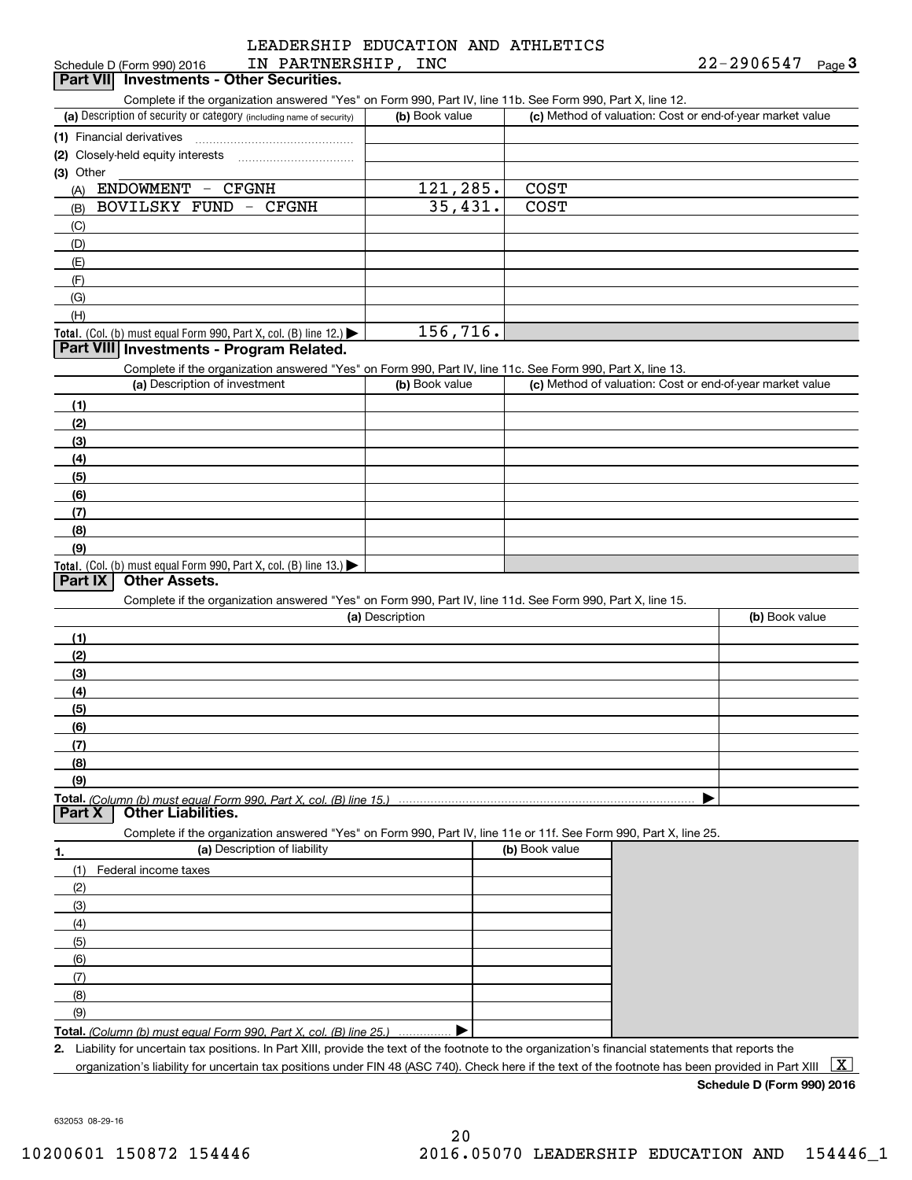LEADERSHIP EDUCATION AND ATHLETICS IN PARTNERSHIP, INC

Schedule D (Form 990) 2016 — 22-2906547 Page 3

## Part VII Investments - Other Securities.

Complete if the organization answered "Yes" on Form 990, Part IV, line 11b. See Form 990, Part X, line 12.

| (a) Description of security or category (including name of security) | (b) Book value | (c) Method of valuation: Cost or end-of-year market value |
|---|---|---|
| (1) Financial derivatives | | |
| (2) Closely-held equity interests | | |
| (3) Other | | |
| (A) ENDOWMENT - CFGNH | 121,285. | COST |
| (B) BOVILSKY FUND - CFGNH | 35,431. | COST |
| (C) | | |
| (D) | | |
| (E) | | |
| (F) | | |
| (G) | | |
| (H) | | |
| **Total.** (Col. (b) must equal Form 990, Part X, col. (B) line 12.) | 156,716. | |

## Part VIII Investments - Program Related.

Complete if the organization answered "Yes" on Form 990, Part IV, line 11c. See Form 990, Part X, line 13.

| (a) Description of investment | (b) Book value | (c) Method of valuation: Cost or end-of-year market value |
|---|---|---|
| (1) | | |
| (2) | | |
| (3) | | |
| (4) | | |
| (5) | | |
| (6) | | |
| (7) | | |
| (8) | | |
| (9) | | |
| **Total.** (Col. (b) must equal Form 990, Part X, col. (B) line 13.) | | |

## Part IX Other Assets.

Complete if the organization answered "Yes" on Form 990, Part IV, line 11d. See Form 990, Part X, line 15.

| (a) Description | (b) Book value |
|---|---|
| (1) | |
| (2) | |
| (3) | |
| (4) | |
| (5) | |
| (6) | |
| (7) | |
| (8) | |
| (9) | |
| **Total.** *(Column (b) must equal Form 990, Part X, col. (B) line 15.)* | |

## Part X Other Liabilities.

Complete if the organization answered "Yes" on Form 990, Part IV, line 11e or 11f. See Form 990, Part X, line 25.

| 1. (a) Description of liability | (b) Book value |
|---|---|
| (1) Federal income taxes | |
| (2) | |
| (3) | |
| (4) | |
| (5) | |
| (6) | |
| (7) | |
| (8) | |
| (9) | |
| **Total.** *(Column (b) must equal Form 990, Part X, col. (B) line 25.)* | |

2. Liability for uncertain tax positions. In Part XIII, provide the text of the footnote to the organization's financial statements that reports the organization's liability for uncertain tax positions under FIN 48 (ASC 740). Check here if the text of the footnote has been provided in Part XIII [X]

**Schedule D (Form 990) 2016**

632053 08-29-16

10200601 150872 154446 2016.05070 LEADERSHIP EDUCATION AND 154446_1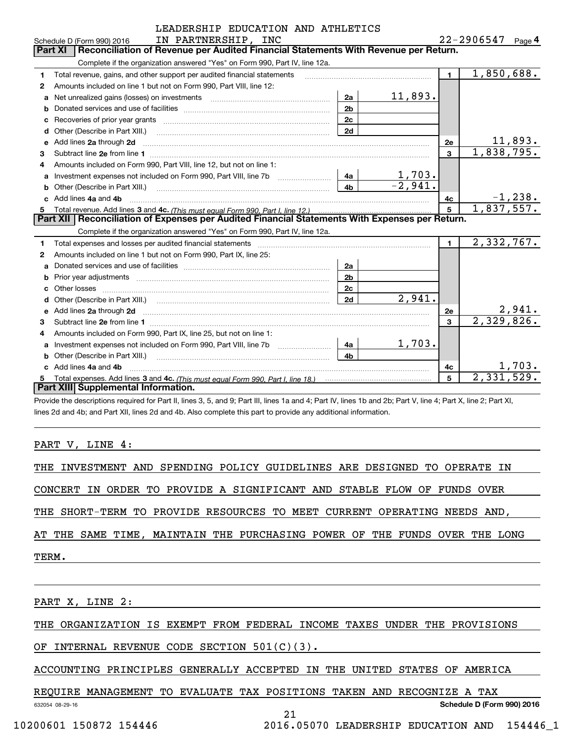LEADERSHIP EDUCATION AND ATHLETICS IN PARTNERSHIP, INC

Schedule D (Form 990) 2016 — 22-2906547 — Page 4

## Part XI Reconciliation of Revenue per Audited Financial Statements With Revenue per Return.

Complete if the organization answered "Yes" on Form 990, Part IV, line 12a.

| Line | Description | Sub-line | Amount | Line | Amount |
|---|---|---|---|---|---|
| 1 | Total revenue, gains, and other support per audited financial statements | | | 1 | 1,850,688. |
| 2 | Amounts included on line 1 but not on Form 990, Part VIII, line 12: | | | | |
| a | Net unrealized gains (losses) on investments | 2a | 11,893. | | |
| b | Donated services and use of facilities | 2b | | | |
| c | Recoveries of prior year grants | 2c | | | |
| d | Other (Describe in Part XIII.) | 2d | | | |
| e | Add lines 2a through 2d | | | 2e | 11,893. |
| 3 | Subtract line 2e from line 1 | | | 3 | 1,838,795. |
| 4 | Amounts included on Form 990, Part VIII, line 12, but not on line 1: | | | | |
| a | Investment expenses not included on Form 990, Part VIII, line 7b | 4a | 1,703. | | |
| b | Other (Describe in Part XIII.) | 4b | -2,941. | | |
| c | Add lines 4a and 4b | | | 4c | -1,238. |
| 5 | Total revenue. Add lines 3 and 4c. *(This must equal Form 990, Part I, line 12.)* | | | 5 | 1,837,557. |

## Part XII Reconciliation of Expenses per Audited Financial Statements With Expenses per Return.

Complete if the organization answered "Yes" on Form 990, Part IV, line 12a.

| Line | Description | Sub-line | Amount | Line | Amount |
|---|---|---|---|---|---|
| 1 | Total expenses and losses per audited financial statements | | | 1 | 2,332,767. |
| 2 | Amounts included on line 1 but not on Form 990, Part IX, line 25: | | | | |
| a | Donated services and use of facilities | 2a | | | |
| b | Prior year adjustments | 2b | | | |
| c | Other losses | 2c | | | |
| d | Other (Describe in Part XIII.) | 2d | 2,941. | | |
| e | Add lines 2a through 2d | | | 2e | 2,941. |
| 3 | Subtract line 2e from line 1 | | | 3 | 2,329,826. |
| 4 | Amounts included on Form 990, Part IX, line 25, but not on line 1: | | | | |
| a | Investment expenses not included on Form 990, Part VIII, line 7b | 4a | 1,703. | | |
| b | Other (Describe in Part XIII.) | 4b | | | |
| c | Add lines 4a and 4b | | | 4c | 1,703. |
| 5 | Total expenses. Add lines 3 and 4c. *(This must equal Form 990, Part I, line 18.)* | | | 5 | 2,331,529. |

## Part XIII Supplemental Information.

Provide the descriptions required for Part II, lines 3, 5, and 9; Part III, lines 1a and 4; Part IV, lines 1b and 2b; Part V, line 4; Part X, line 2; Part XI, lines 2d and 4b; and Part XII, lines 2d and 4b. Also complete this part to provide any additional information.

PART V, LINE 4:

THE INVESTMENT AND SPENDING POLICY GUIDELINES ARE DESIGNED TO OPERATE IN CONCERT IN ORDER TO PROVIDE A SIGNIFICANT AND STABLE FLOW OF FUNDS OVER THE SHORT-TERM TO PROVIDE RESOURCES TO MEET CURRENT OPERATING NEEDS AND, AT THE SAME TIME, MAINTAIN THE PURCHASING POWER OF THE FUNDS OVER THE LONG TERM.

PART X, LINE 2:

THE ORGANIZATION IS EXEMPT FROM FEDERAL INCOME TAXES UNDER THE PROVISIONS OF INTERNAL REVENUE CODE SECTION 501(C)(3).

ACCOUNTING PRINCIPLES GENERALLY ACCEPTED IN THE UNITED STATES OF AMERICA REQUIRE MANAGEMENT TO EVALUATE TAX POSITIONS TAKEN AND RECOGNIZE A TAX

632054 08-29-16 — Schedule D (Form 990) 2016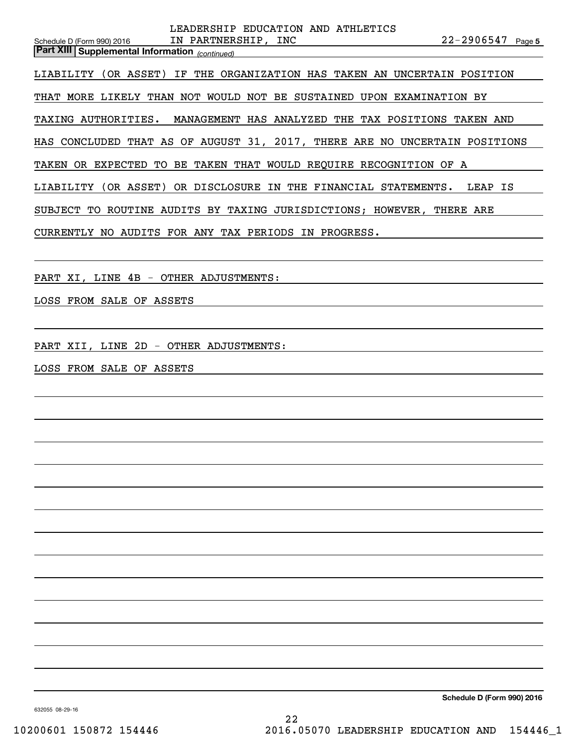**Part XIII | Supplemental Information** *(continued)*

LIABILITY (OR ASSET) IF THE ORGANIZATION HAS TAKEN AN UNCERTAIN POSITION THAT MORE LIKELY THAN NOT WOULD NOT BE SUSTAINED UPON EXAMINATION BY TAXING AUTHORITIES. MANAGEMENT HAS ANALYZED THE TAX POSITIONS TAKEN AND HAS CONCLUDED THAT AS OF AUGUST 31, 2017, THERE ARE NO UNCERTAIN POSITIONS TAKEN OR EXPECTED TO BE TAKEN THAT WOULD REQUIRE RECOGNITION OF A LIABILITY (OR ASSET) OR DISCLOSURE IN THE FINANCIAL STATEMENTS. LEAP IS SUBJECT TO ROUTINE AUDITS BY TAXING JURISDICTIONS; HOWEVER, THERE ARE CURRENTLY NO AUDITS FOR ANY TAX PERIODS IN PROGRESS.

PART XI, LINE 4B - OTHER ADJUSTMENTS:

LOSS FROM SALE OF ASSETS

PART XII, LINE 2D - OTHER ADJUSTMENTS:

LOSS FROM SALE OF ASSETS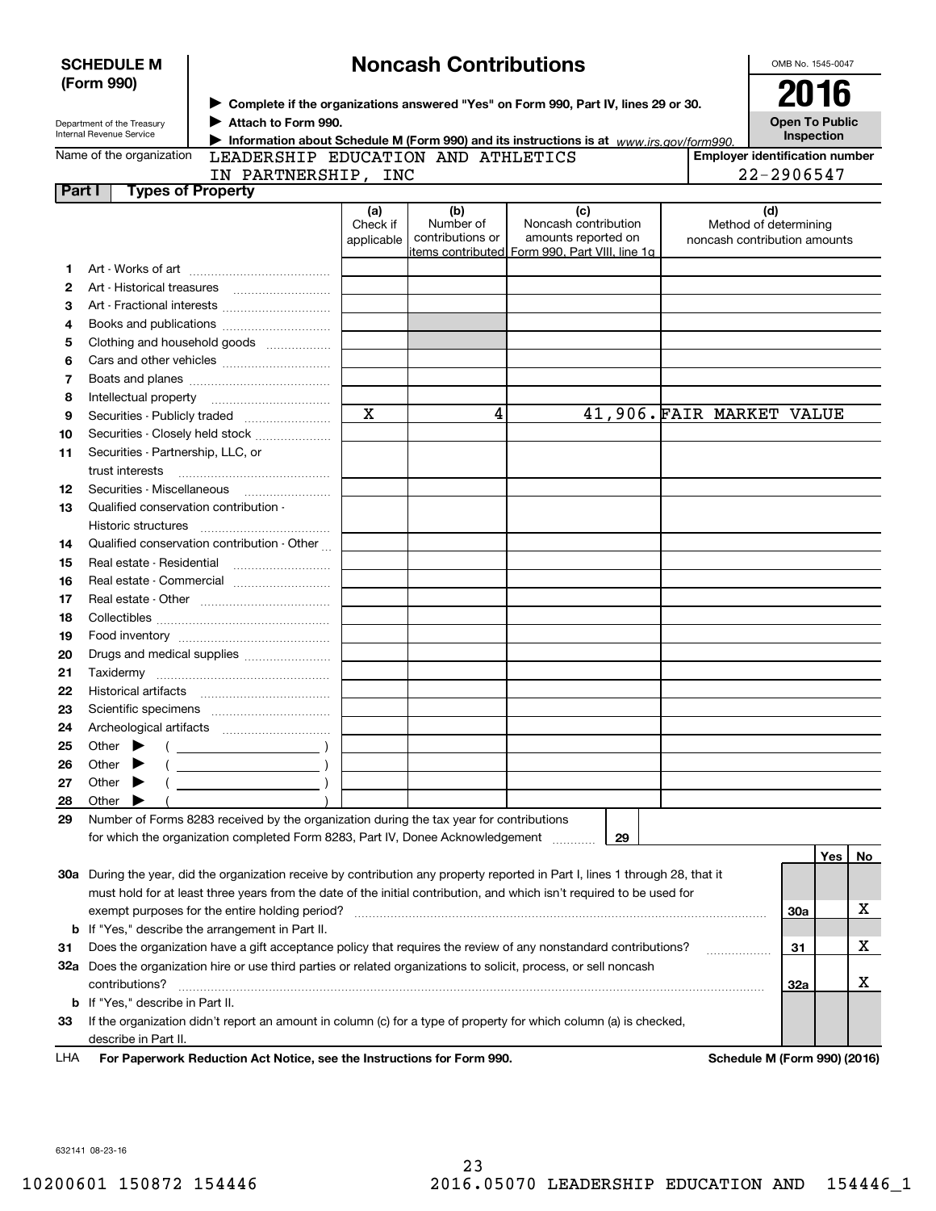**SCHEDULE M (Form 990)**

Department of the Treasury
Internal Revenue Service

# Noncash Contributions

▶ Complete if the organizations answered "Yes" on Form 990, Part IV, lines 29 or 30.
▶ Attach to Form 990.
▶ Information about Schedule M (Form 990) and its instructions is at *www.irs.gov/form990.*

OMB No. 1545-0047

**2016**

**Open To Public Inspection**

Name of the organization: LEADERSHIP EDUCATION AND ATHLETICS IN PARTNERSHIP, INC

Employer identification number: 22-2906547

## Part I Types of Property

| | | (a) Check if applicable | (b) Number of contributions or items contributed | (c) Noncash contribution amounts reported on Form 990, Part VIII, line 1g | (d) Method of determining noncash contribution amounts |
|---|---|---|---|---|---|
| 1 | Art - Works of art | | | | |
| 2 | Art - Historical treasures | | | | |
| 3 | Art - Fractional interests | | | | |
| 4 | Books and publications | | | | |
| 5 | Clothing and household goods | | | | |
| 6 | Cars and other vehicles | | | | |
| 7 | Boats and planes | | | | |
| 8 | Intellectual property | | | | |
| 9 | Securities - Publicly traded | X | 4 | 41,906. | FAIR MARKET VALUE |
| 10 | Securities - Closely held stock | | | | |
| 11 | Securities - Partnership, LLC, or trust interests | | | | |
| 12 | Securities - Miscellaneous | | | | |
| 13 | Qualified conservation contribution - Historic structures | | | | |
| 14 | Qualified conservation contribution - Other | | | | |
| 15 | Real estate - Residential | | | | |
| 16 | Real estate - Commercial | | | | |
| 17 | Real estate - Other | | | | |
| 18 | Collectibles | | | | |
| 19 | Food inventory | | | | |
| 20 | Drugs and medical supplies | | | | |
| 21 | Taxidermy | | | | |
| 22 | Historical artifacts | | | | |
| 23 | Scientific specimens | | | | |
| 24 | Archeological artifacts | | | | |
| 25 | Other ▶ ( ) | | | | |
| 26 | Other ▶ ( ) | | | | |
| 27 | Other ▶ ( ) | | | | |
| 28 | Other ▶ ( ) | | | | |

29 Number of Forms 8283 received by the organization during the tax year for contributions for which the organization completed Form 8283, Part IV, Donee Acknowledgement ..... **29**

| | | | Yes | No |
|---|---|---|---|---|
| 30a | During the year, did the organization receive by contribution any property reported in Part I, lines 1 through 28, that it must hold for at least three years from the date of the initial contribution, and which isn't required to be used for exempt purposes for the entire holding period? | 30a | | X |
| b | If "Yes," describe the arrangement in Part II. | | | |
| 31 | Does the organization have a gift acceptance policy that requires the review of any nonstandard contributions? | 31 | | X |
| 32a | Does the organization hire or use third parties or related organizations to solicit, process, or sell noncash contributions? | 32a | | X |
| b | If "Yes," describe in Part II. | | | |
| 33 | If the organization didn't report an amount in column (c) for a type of property for which column (a) is checked, describe in Part II. | | | |

LHA **For Paperwork Reduction Act Notice, see the Instructions for Form 990.** **Schedule M (Form 990) (2016)**

632141 08-23-16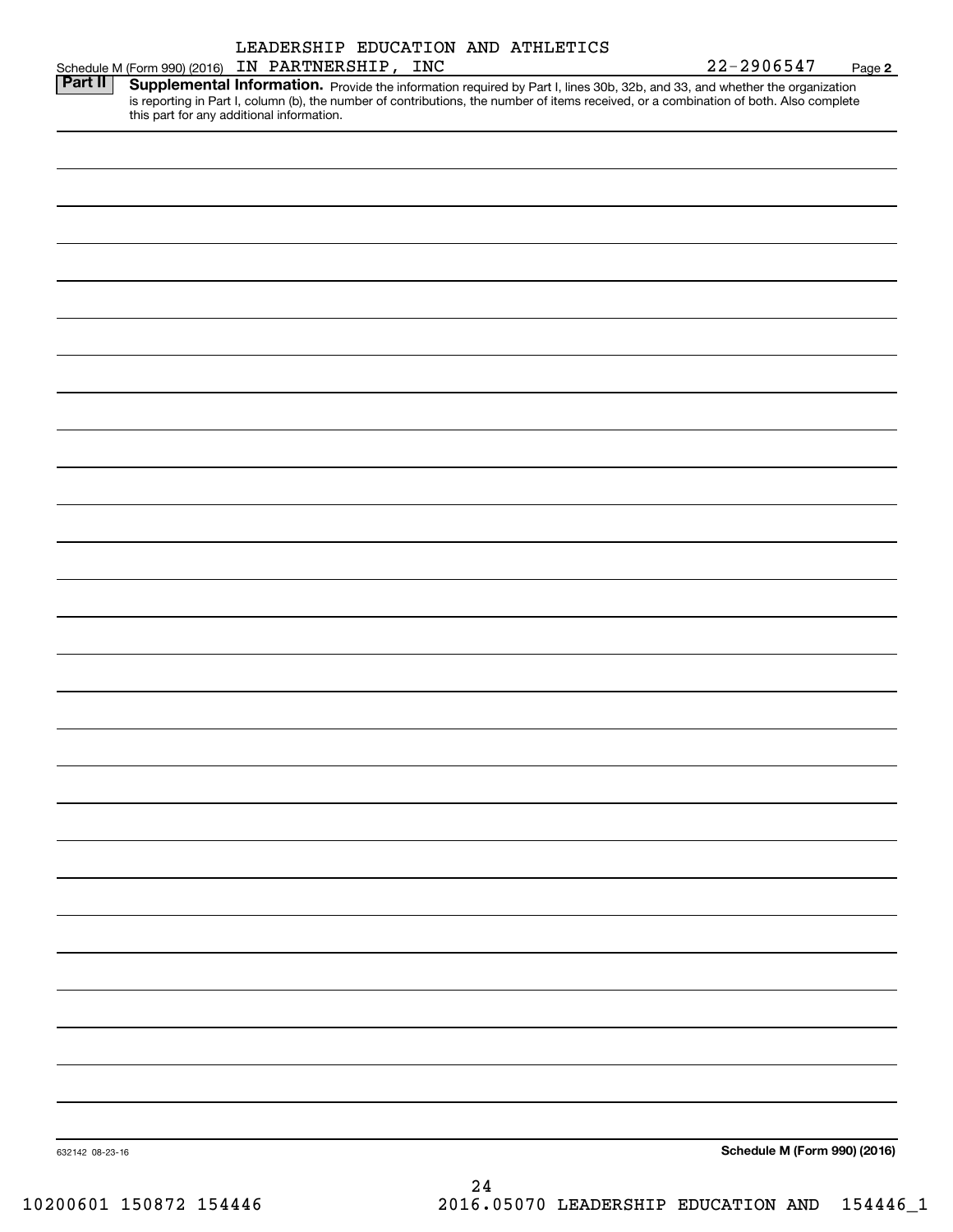LEADERSHIP EDUCATION AND ATHLETICS

Schedule M (Form 990) (2016) IN PARTNERSHIP, INC 22-2906547 Page 2

**Part II** **Supplemental Information.** Provide the information required by Part I, lines 30b, 32b, and 33, and whether the organization is reporting in Part I, column (b), the number of contributions, the number of items received, or a combination of both. Also complete this part for any additional information.

632142 08-23-16

**Schedule M (Form 990) (2016)**

10200601 150872 154446 2016.05070 LEADERSHIP EDUCATION AND 154446_1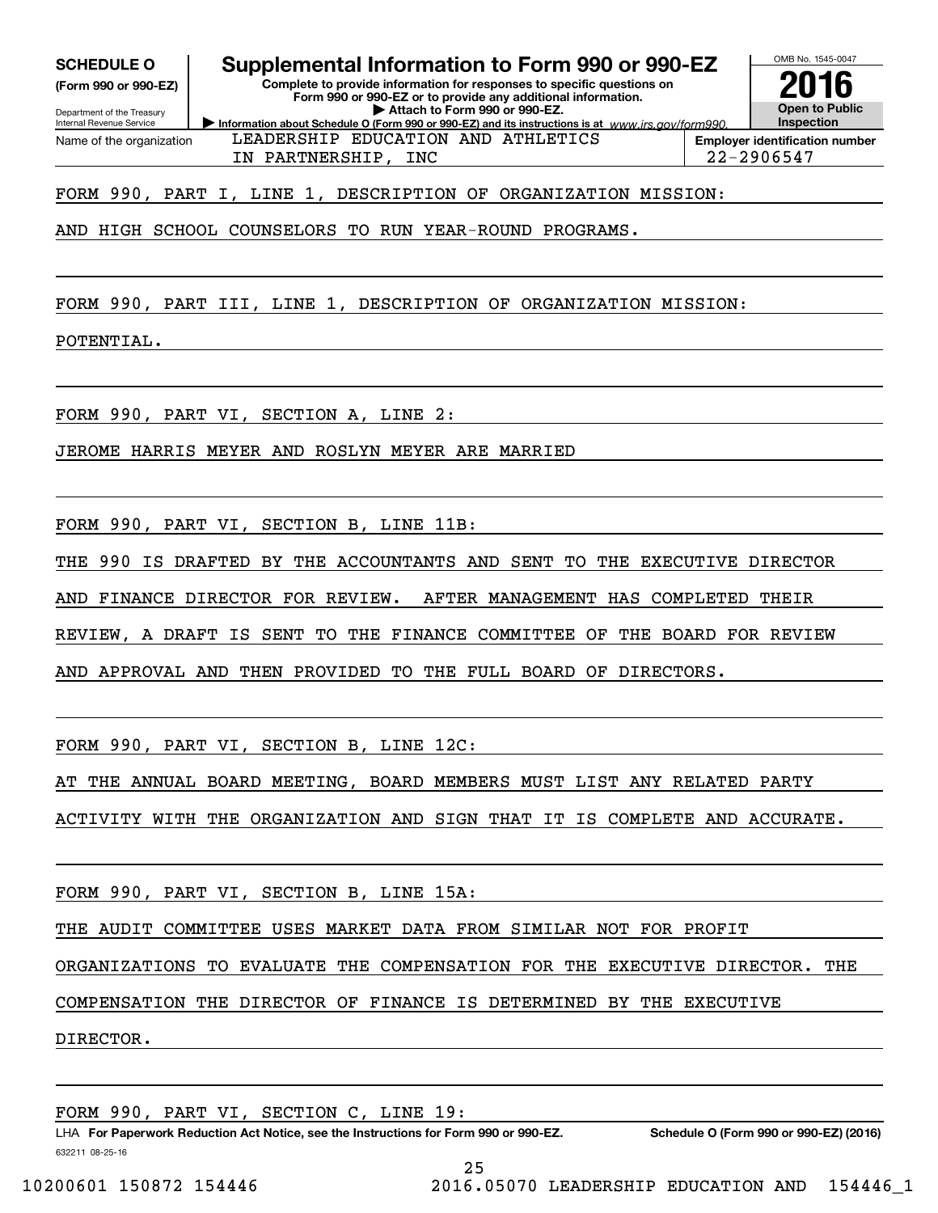**SCHEDULE O**
**(Form 990 or 990-EZ)**

Department of the Treasury
Internal Revenue Service

# Supplemental Information to Form 990 or 990-EZ

**Complete to provide information for responses to specific questions on Form 990 or 990-EZ or to provide any additional information.**
**▶ Attach to Form 990 or 990-EZ.**
**▶ Information about Schedule O (Form 990 or 990-EZ) and its instructions is at** *www.irs.gov/form990.*

OMB No. 1545-0047
**2016**
**Open to Public Inspection**

| Name of the organization | Employer identification number |
|---|---|
| LEADERSHIP EDUCATION AND ATHLETICS IN PARTNERSHIP, INC | 22-2906547 |

FORM 990, PART I, LINE 1, DESCRIPTION OF ORGANIZATION MISSION:

AND HIGH SCHOOL COUNSELORS TO RUN YEAR-ROUND PROGRAMS.

FORM 990, PART III, LINE 1, DESCRIPTION OF ORGANIZATION MISSION:

POTENTIAL.

FORM 990, PART VI, SECTION A, LINE 2:

JEROME HARRIS MEYER AND ROSLYN MEYER ARE MARRIED

FORM 990, PART VI, SECTION B, LINE 11B:

THE 990 IS DRAFTED BY THE ACCOUNTANTS AND SENT TO THE EXECUTIVE DIRECTOR AND FINANCE DIRECTOR FOR REVIEW. AFTER MANAGEMENT HAS COMPLETED THEIR REVIEW, A DRAFT IS SENT TO THE FINANCE COMMITTEE OF THE BOARD FOR REVIEW AND APPROVAL AND THEN PROVIDED TO THE FULL BOARD OF DIRECTORS.

FORM 990, PART VI, SECTION B, LINE 12C:

AT THE ANNUAL BOARD MEETING, BOARD MEMBERS MUST LIST ANY RELATED PARTY ACTIVITY WITH THE ORGANIZATION AND SIGN THAT IT IS COMPLETE AND ACCURATE.

FORM 990, PART VI, SECTION B, LINE 15A:

THE AUDIT COMMITTEE USES MARKET DATA FROM SIMILAR NOT FOR PROFIT ORGANIZATIONS TO EVALUATE THE COMPENSATION FOR THE EXECUTIVE DIRECTOR. THE COMPENSATION THE DIRECTOR OF FINANCE IS DETERMINED BY THE EXECUTIVE DIRECTOR.

FORM 990, PART VI, SECTION C, LINE 19:

LHA **For Paperwork Reduction Act Notice, see the Instructions for Form 990 or 990-EZ.** **Schedule O (Form 990 or 990-EZ) (2016)**
632211 08-25-16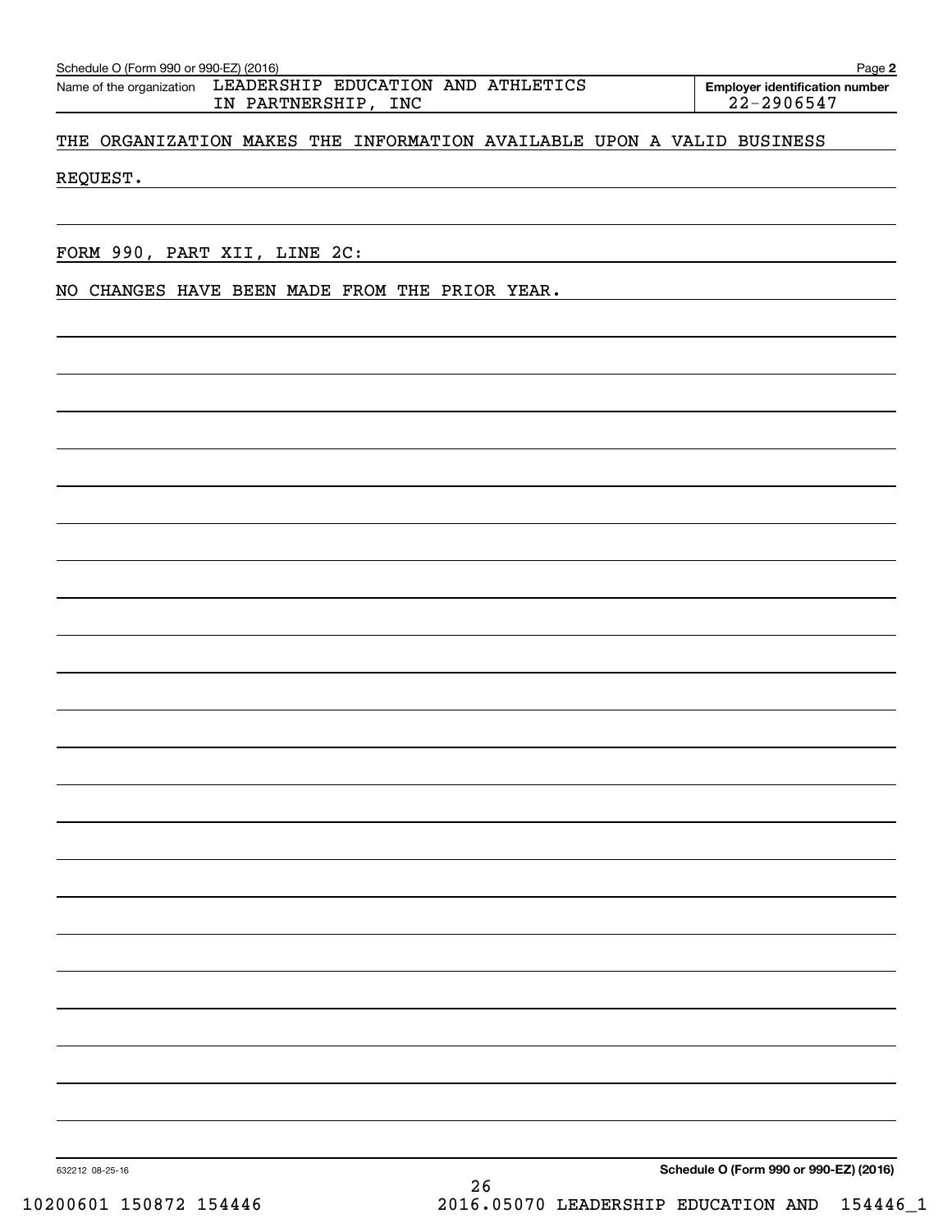Schedule O (Form 990 or 990-EZ) (2016) Page **2**

Name of the organization LEADERSHIP EDUCATION AND ATHLETICS IN PARTNERSHIP, INC

**Employer identification number** 22-2906547

THE ORGANIZATION MAKES THE INFORMATION AVAILABLE UPON A VALID BUSINESS REQUEST.

FORM 990, PART XII, LINE 2C:

NO CHANGES HAVE BEEN MADE FROM THE PRIOR YEAR.

632212 08-25-16 **Schedule O (Form 990 or 990-EZ) (2016)**

10200601 150872 154446 2016.05070 LEADERSHIP EDUCATION AND 154446_1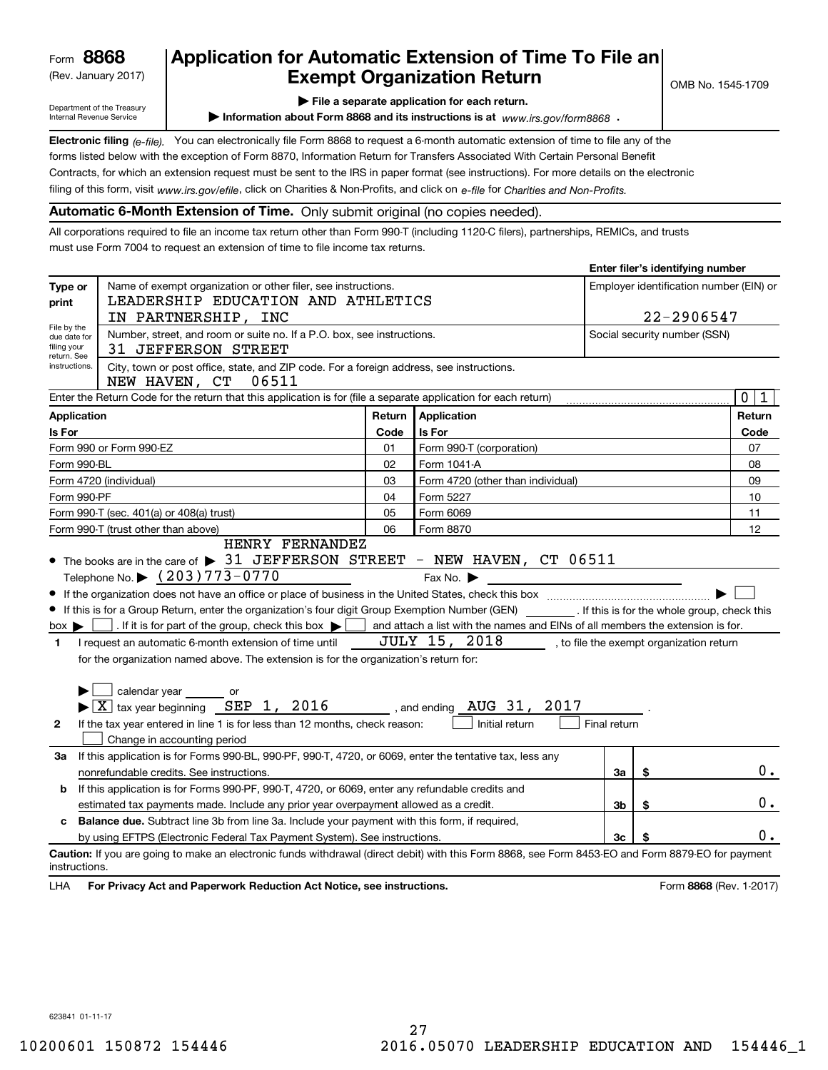Form **8868** (Rev. January 2017)

Department of the Treasury Internal Revenue Service

# Application for Automatic Extension of Time To File an Exempt Organization Return

OMB No. 1545-1709

▶ File a separate application for each return.

▶ Information about Form 8868 and its instructions is at *www.irs.gov/form8868*.

**Electronic filing** *(e-file).* You can electronically file Form 8868 to request a 6-month automatic extension of time to file any of the forms listed below with the exception of Form 8870, Information Return for Transfers Associated With Certain Personal Benefit Contracts, for which an extension request must be sent to the IRS in paper format (see instructions). For more details on the electronic filing of this form, visit *www.irs.gov/efile*, click on Charities & Non-Profits, and click on *e-file* for *Charities and Non-Profits.*

**Automatic 6-Month Extension of Time.** Only submit original (no copies needed).

All corporations required to file an income tax return other than Form 990-T (including 1120-C filers), partnerships, REMICs, and trusts must use Form 7004 to request an extension of time to file income tax returns.

**Type or print** — File by the due date for filing your return. See instructions.

Name of exempt organization or other filer, see instructions.
LEADERSHIP EDUCATION AND ATHLETICS IN PARTNERSHIP, INC

Enter filer's identifying number — Employer identification number (EIN) or: 22-2906547

Number, street, and room or suite no. If a P.O. box, see instructions.
31 JEFFERSON STREET

Social security number (SSN)

City, town or post office, state, and ZIP code. For a foreign address, see instructions.
NEW HAVEN, CT 06511

Enter the Return Code for the return that this application is for (file a separate application for each return): 0 1

| Application Is For | Return Code | Application Is For | Return Code |
|---|---|---|---|
| Form 990 or Form 990-EZ | 01 | Form 990-T (corporation) | 07 |
| Form 990-BL | 02 | Form 1041-A | 08 |
| Form 4720 (individual) | 03 | Form 4720 (other than individual) | 09 |
| Form 990-PF | 04 | Form 5227 | 10 |
| Form 990-T (sec. 401(a) or 408(a) trust) | 05 | Form 6069 | 11 |
| Form 990-T (trust other than above) | 06 | Form 8870 | 12 |

- The books are in the care of ▶ HENRY FERNANDEZ 31 JEFFERSON STREET - NEW HAVEN, CT 06511
  Telephone No. ▶ (203)773-0770 Fax No. ▶
- If the organization does not have an office or place of business in the United States, check this box ▶ ☐
- If this is for a Group Return, enter the organization's four digit Group Exemption Number (GEN) ________ . If this is for the whole group, check this box ▶ ☐ . If it is for part of the group, check this box ▶ ☐ and attach a list with the names and EINs of all members the extension is for.

**1** I request an automatic 6-month extension of time until JULY 15, 2018 , to file the exempt organization return for the organization named above. The extension is for the organization's return for:

▶ ☐ calendar year ______ or
▶ ☒ tax year beginning SEP 1, 2016 , and ending AUG 31, 2017 .

**2** If the tax year entered in line 1 is for less than 12 months, check reason: ☐ Initial return ☐ Final return
☐ Change in accounting period

| | | | |
|---|---|---|---|
| **3a** If this application is for Forms 990-BL, 990-PF, 990-T, 4720, or 6069, enter the tentative tax, less any nonrefundable credits. See instructions. | 3a | $ | 0. |
| **b** If this application is for Forms 990-PF, 990-T, 4720, or 6069, enter any refundable credits and estimated tax payments made. Include any prior year overpayment allowed as a credit. | 3b | $ | 0. |
| **c** **Balance due.** Subtract line 3b from line 3a. Include your payment with this form, if required, by using EFTPS (Electronic Federal Tax Payment System). See instructions. | 3c | $ | 0. |

**Caution:** If you are going to make an electronic funds withdrawal (direct debit) with this Form 8868, see Form 8453-EO and Form 8879-EO for payment instructions.

LHA **For Privacy Act and Paperwork Reduction Act Notice, see instructions.** Form **8868** (Rev. 1-2017)

623841 01-11-17

10200601 150872 154446 2016.05070 LEADERSHIP EDUCATION AND 154446_1